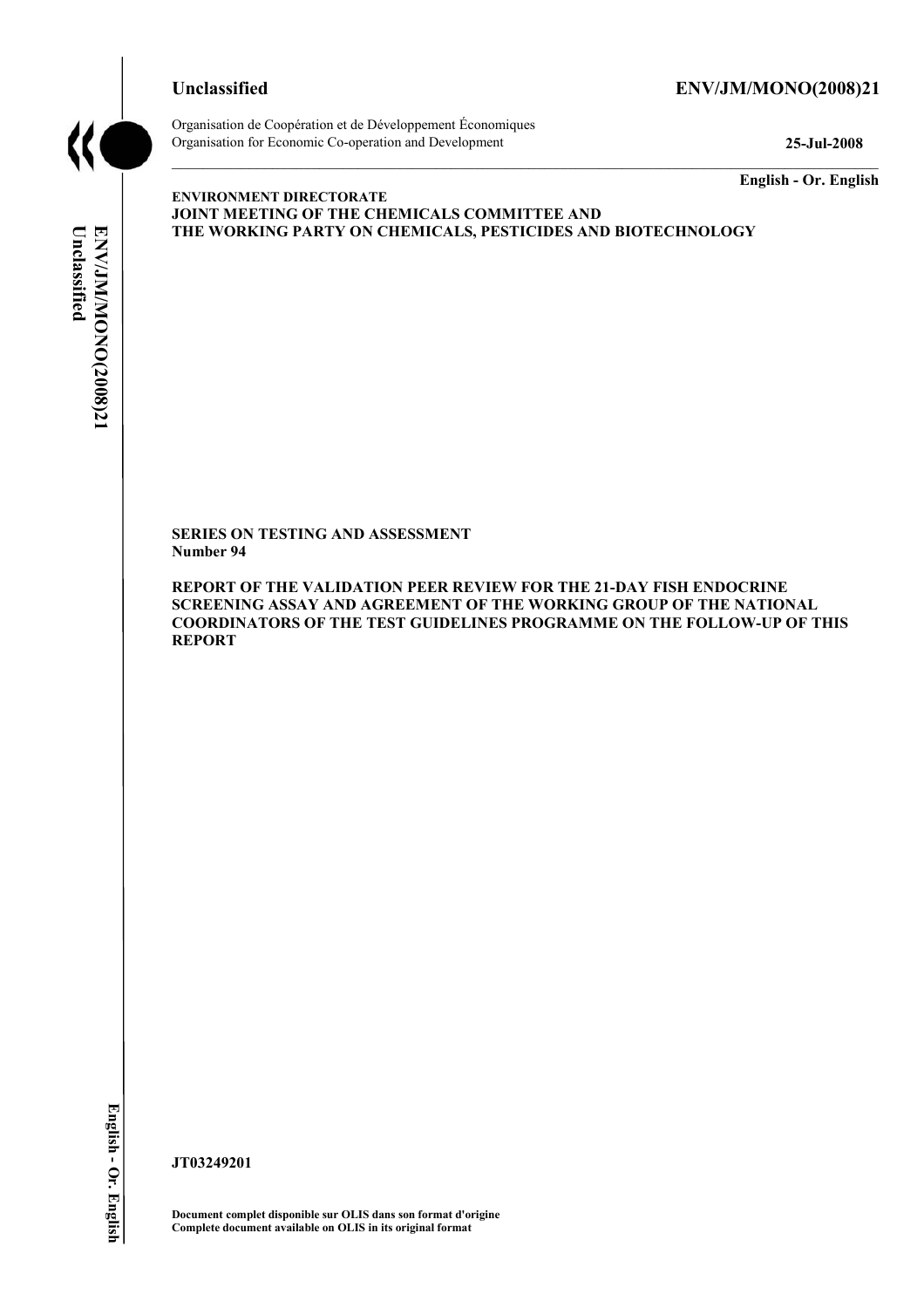**Unclassified** **ENV/JM/MONO(2008)21**

Organisation de Coopération et de Développement Économiques
Organisation for Economic Co-operation and Development **25-Jul-2008**

**English - Or. English**

**ENVIRONMENT DIRECTORATE**
**JOINT MEETING OF THE CHEMICALS COMMITTEE AND**
**THE WORKING PARTY ON CHEMICALS, PESTICIDES AND BIOTECHNOLOGY**

**SERIES ON TESTING AND ASSESSMENT**
**Number 94**

**REPORT OF THE VALIDATION PEER REVIEW FOR THE 21-DAY FISH ENDOCRINE SCREENING ASSAY AND AGREEMENT OF THE WORKING GROUP OF THE NATIONAL COORDINATORS OF THE TEST GUIDELINES PROGRAMME ON THE FOLLOW-UP OF THIS REPORT**

**JT03249201**

**Document complet disponible sur OLIS dans son format d'origine**
**Complete document available on OLIS in its original format**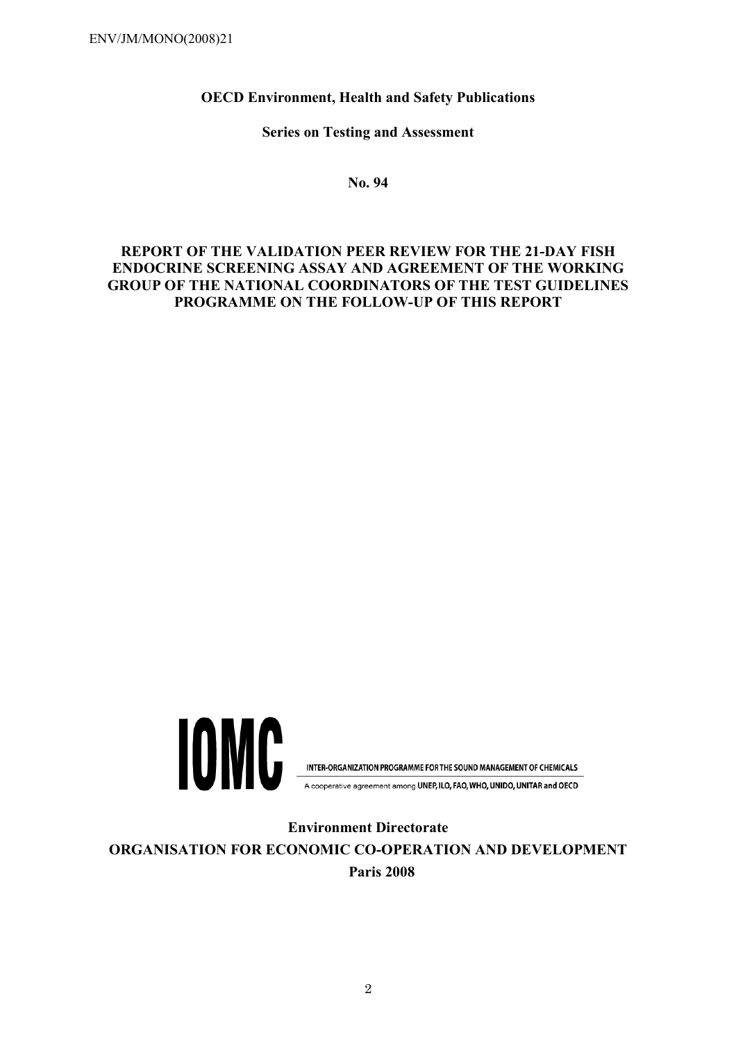**OECD Environment, Health and Safety Publications**

**Series on Testing and Assessment**

**No. 94**

# REPORT OF THE VALIDATION PEER REVIEW FOR THE 21-DAY FISH ENDOCRINE SCREENING ASSAY AND AGREEMENT OF THE WORKING GROUP OF THE NATIONAL COORDINATORS OF THE TEST GUIDELINES PROGRAMME ON THE FOLLOW-UP OF THIS REPORT

IOMC

INTER-ORGANIZATION PROGRAMME FOR THE SOUND MANAGEMENT OF CHEMICALS

A cooperative agreement among UNEP, ILO, FAO, WHO, UNIDO, UNITAR and OECD

**Environment Directorate**

**ORGANISATION FOR ECONOMIC CO-OPERATION AND DEVELOPMENT**

**Paris 2008**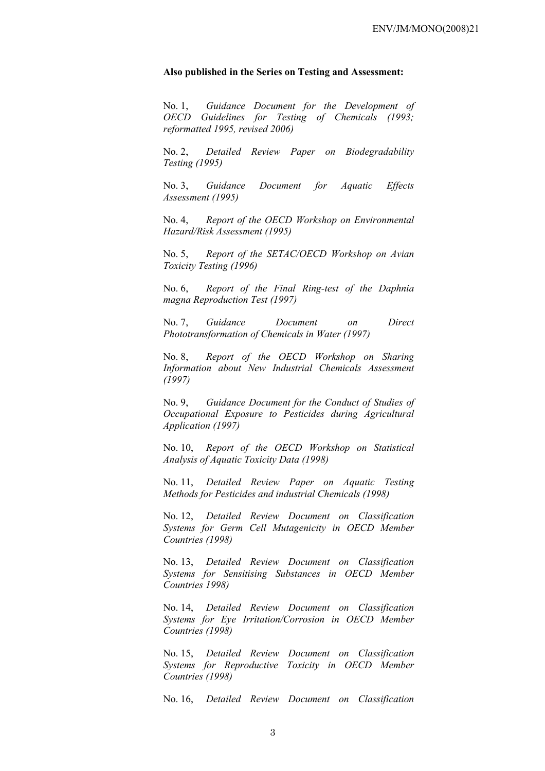**Also published in the Series on Testing and Assessment:**

No. 1, *Guidance Document for the Development of OECD Guidelines for Testing of Chemicals (1993; reformatted 1995, revised 2006)*

No. 2, *Detailed Review Paper on Biodegradability Testing (1995)*

No. 3, *Guidance Document for Aquatic Effects Assessment (1995)*

No. 4, *Report of the OECD Workshop on Environmental Hazard/Risk Assessment (1995)*

No. 5, *Report of the SETAC/OECD Workshop on Avian Toxicity Testing (1996)*

No. 6, *Report of the Final Ring-test of the Daphnia magna Reproduction Test (1997)*

No. 7, *Guidance Document on Direct Phototransformation of Chemicals in Water (1997)*

No. 8, *Report of the OECD Workshop on Sharing Information about New Industrial Chemicals Assessment (1997)*

No. 9, *Guidance Document for the Conduct of Studies of Occupational Exposure to Pesticides during Agricultural Application (1997)*

No. 10, *Report of the OECD Workshop on Statistical Analysis of Aquatic Toxicity Data (1998)*

No. 11, *Detailed Review Paper on Aquatic Testing Methods for Pesticides and industrial Chemicals (1998)*

No. 12, *Detailed Review Document on Classification Systems for Germ Cell Mutagenicity in OECD Member Countries (1998)*

No. 13, *Detailed Review Document on Classification Systems for Sensitising Substances in OECD Member Countries 1998)*

No. 14, *Detailed Review Document on Classification Systems for Eye Irritation/Corrosion in OECD Member Countries (1998)*

No. 15, *Detailed Review Document on Classification Systems for Reproductive Toxicity in OECD Member Countries (1998)*

No. 16, *Detailed Review Document on Classification*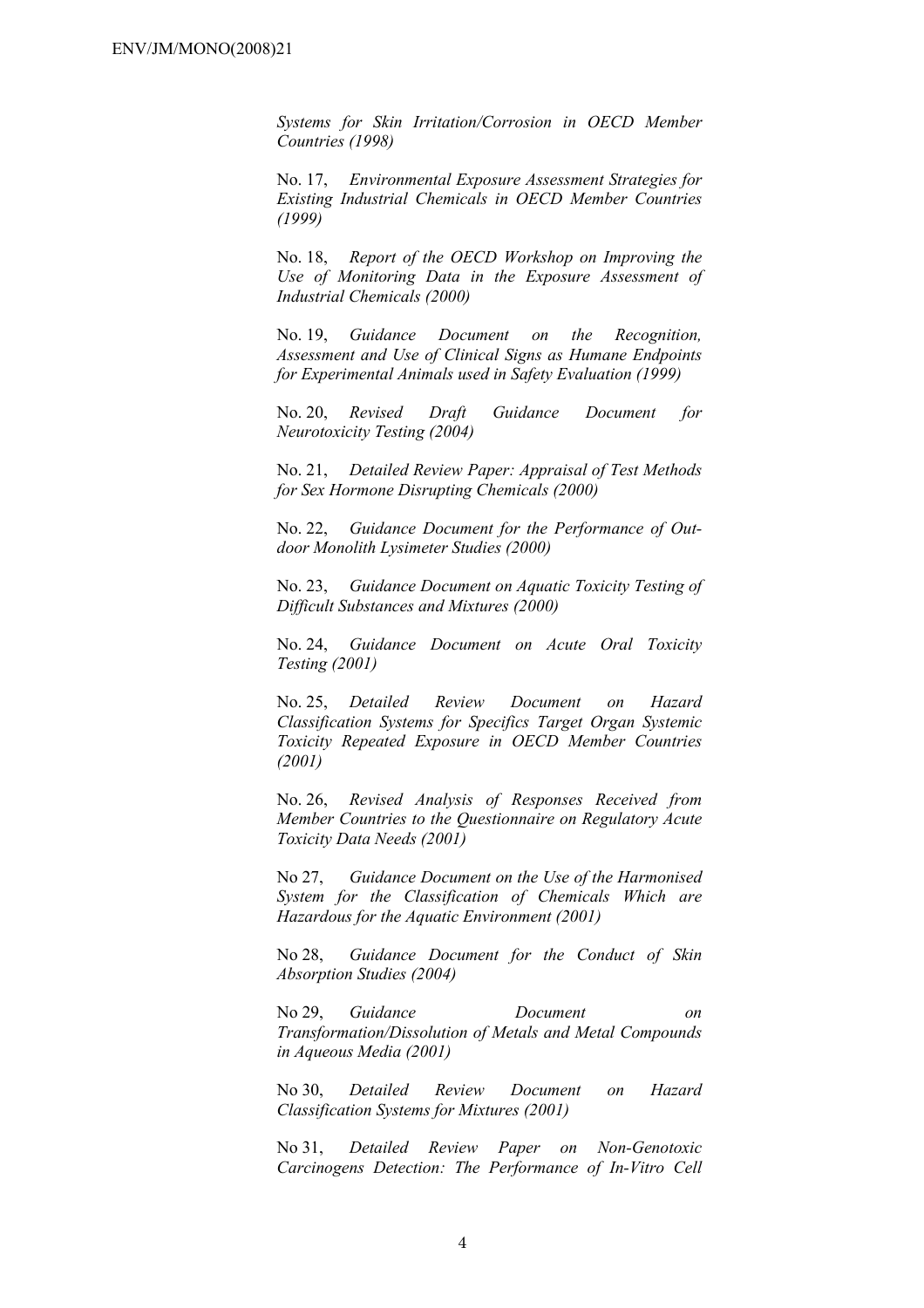*Systems for Skin Irritation/Corrosion in OECD Member Countries (1998)*

No. 17, *Environmental Exposure Assessment Strategies for Existing Industrial Chemicals in OECD Member Countries (1999)*

No. 18, *Report of the OECD Workshop on Improving the Use of Monitoring Data in the Exposure Assessment of Industrial Chemicals (2000)*

No. 19, *Guidance Document on the Recognition, Assessment and Use of Clinical Signs as Humane Endpoints for Experimental Animals used in Safety Evaluation (1999)*

No. 20, *Revised Draft Guidance Document for Neurotoxicity Testing (2004)*

No. 21, *Detailed Review Paper: Appraisal of Test Methods for Sex Hormone Disrupting Chemicals (2000)*

No. 22, *Guidance Document for the Performance of Out-door Monolith Lysimeter Studies (2000)*

No. 23, *Guidance Document on Aquatic Toxicity Testing of Difficult Substances and Mixtures (2000)*

No. 24, *Guidance Document on Acute Oral Toxicity Testing (2001)*

No. 25, *Detailed Review Document on Hazard Classification Systems for Specifics Target Organ Systemic Toxicity Repeated Exposure in OECD Member Countries (2001)*

No. 26, *Revised Analysis of Responses Received from Member Countries to the Questionnaire on Regulatory Acute Toxicity Data Needs (2001)*

No 27, *Guidance Document on the Use of the Harmonised System for the Classification of Chemicals Which are Hazardous for the Aquatic Environment (2001)*

No 28, *Guidance Document for the Conduct of Skin Absorption Studies (2004)*

No 29, *Guidance Document on Transformation/Dissolution of Metals and Metal Compounds in Aqueous Media (2001)*

No 30, *Detailed Review Document on Hazard Classification Systems for Mixtures (2001)*

No 31, *Detailed Review Paper on Non-Genotoxic Carcinogens Detection: The Performance of In-Vitro Cell*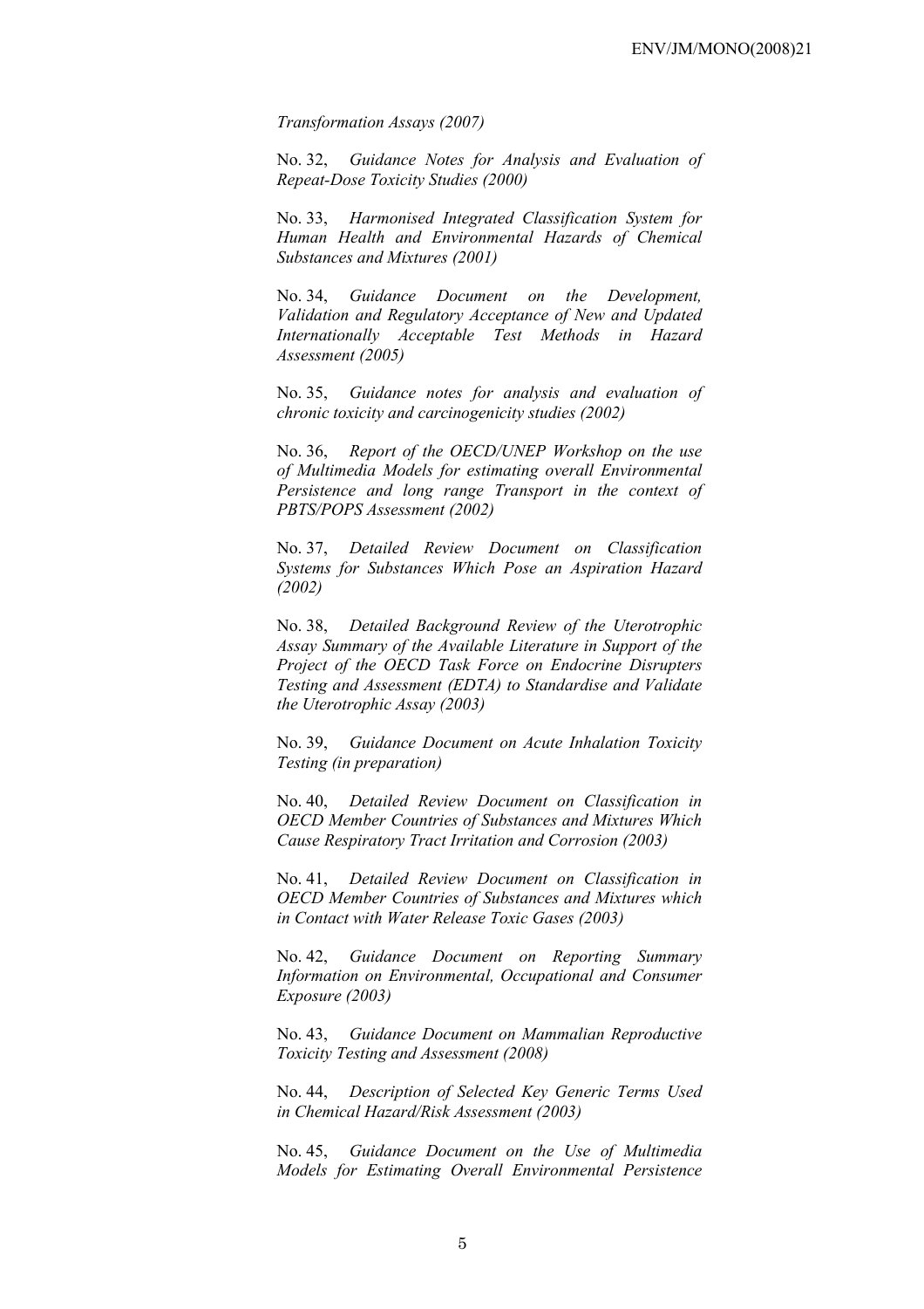*Transformation Assays (2007)*

No. 32, *Guidance Notes for Analysis and Evaluation of Repeat-Dose Toxicity Studies (2000)*

No. 33, *Harmonised Integrated Classification System for Human Health and Environmental Hazards of Chemical Substances and Mixtures (2001)*

No. 34, *Guidance Document on the Development, Validation and Regulatory Acceptance of New and Updated Internationally Acceptable Test Methods in Hazard Assessment (2005)*

No. 35, *Guidance notes for analysis and evaluation of chronic toxicity and carcinogenicity studies (2002)*

No. 36, *Report of the OECD/UNEP Workshop on the use of Multimedia Models for estimating overall Environmental Persistence and long range Transport in the context of PBTS/POPS Assessment (2002)*

No. 37, *Detailed Review Document on Classification Systems for Substances Which Pose an Aspiration Hazard (2002)*

No. 38, *Detailed Background Review of the Uterotrophic Assay Summary of the Available Literature in Support of the Project of the OECD Task Force on Endocrine Disrupters Testing and Assessment (EDTA) to Standardise and Validate the Uterotrophic Assay (2003)*

No. 39, *Guidance Document on Acute Inhalation Toxicity Testing (in preparation)*

No. 40, *Detailed Review Document on Classification in OECD Member Countries of Substances and Mixtures Which Cause Respiratory Tract Irritation and Corrosion (2003)*

No. 41, *Detailed Review Document on Classification in OECD Member Countries of Substances and Mixtures which in Contact with Water Release Toxic Gases (2003)*

No. 42, *Guidance Document on Reporting Summary Information on Environmental, Occupational and Consumer Exposure (2003)*

No. 43, *Guidance Document on Mammalian Reproductive Toxicity Testing and Assessment (2008)*

No. 44, *Description of Selected Key Generic Terms Used in Chemical Hazard/Risk Assessment (2003)*

No. 45, *Guidance Document on the Use of Multimedia Models for Estimating Overall Environmental Persistence*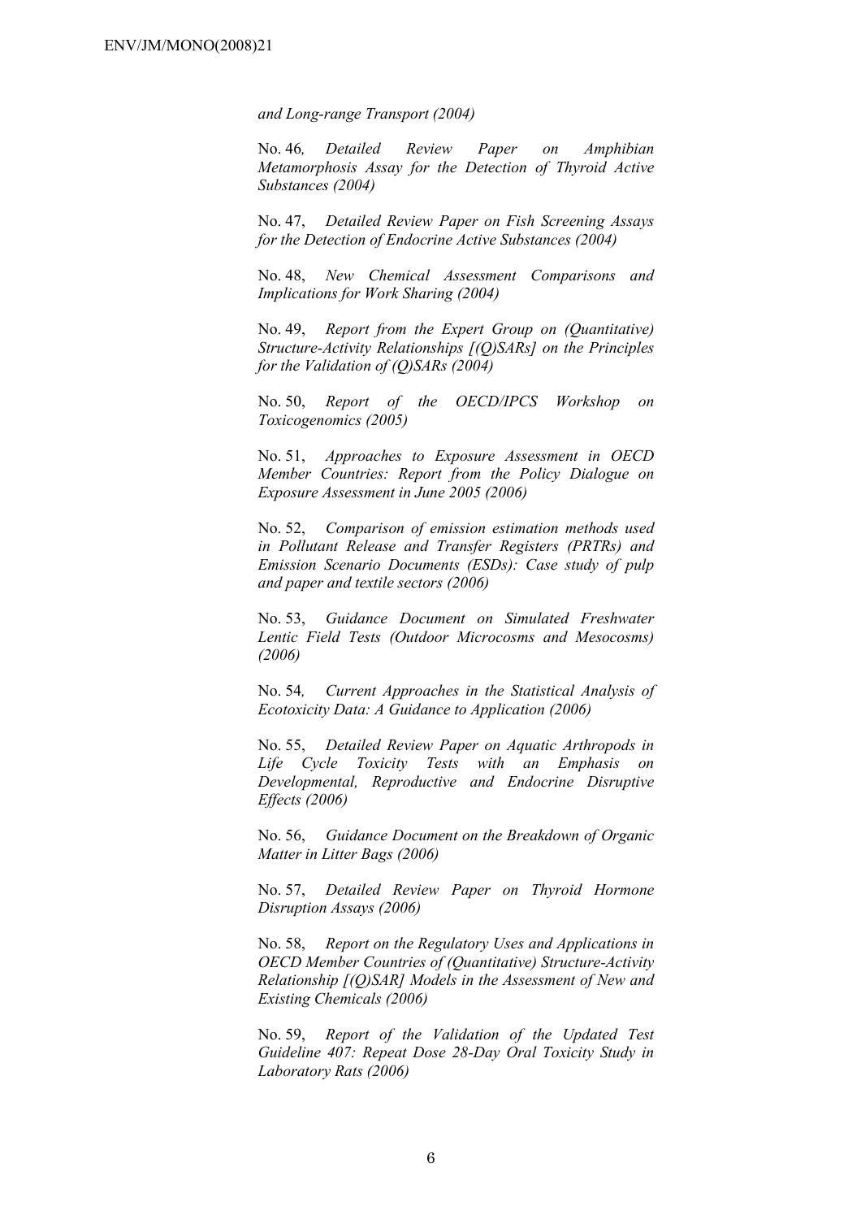*and Long-range Transport (2004)*

No. 46*, Detailed Review Paper on Amphibian Metamorphosis Assay for the Detection of Thyroid Active Substances (2004)*

No. 47, *Detailed Review Paper on Fish Screening Assays for the Detection of Endocrine Active Substances (2004)*

No. 48, *New Chemical Assessment Comparisons and Implications for Work Sharing (2004)*

No. 49, *Report from the Expert Group on (Quantitative) Structure-Activity Relationships [(Q)SARs] on the Principles for the Validation of (Q)SARs (2004)*

No. 50, *Report of the OECD/IPCS Workshop on Toxicogenomics (2005)*

No. 51, *Approaches to Exposure Assessment in OECD Member Countries: Report from the Policy Dialogue on Exposure Assessment in June 2005 (2006)*

No. 52, *Comparison of emission estimation methods used in Pollutant Release and Transfer Registers (PRTRs) and Emission Scenario Documents (ESDs): Case study of pulp and paper and textile sectors (2006)*

No. 53, *Guidance Document on Simulated Freshwater Lentic Field Tests (Outdoor Microcosms and Mesocosms) (2006)*

No. 54*, Current Approaches in the Statistical Analysis of Ecotoxicity Data: A Guidance to Application (2006)*

No. 55, *Detailed Review Paper on Aquatic Arthropods in Life Cycle Toxicity Tests with an Emphasis on Developmental, Reproductive and Endocrine Disruptive Effects (2006)*

No. 56, *Guidance Document on the Breakdown of Organic Matter in Litter Bags (2006)*

No. 57, *Detailed Review Paper on Thyroid Hormone Disruption Assays (2006)*

No. 58, *Report on the Regulatory Uses and Applications in OECD Member Countries of (Quantitative) Structure-Activity Relationship [(Q)SAR] Models in the Assessment of New and Existing Chemicals (2006)*

No. 59, *Report of the Validation of the Updated Test Guideline 407: Repeat Dose 28-Day Oral Toxicity Study in Laboratory Rats (2006)*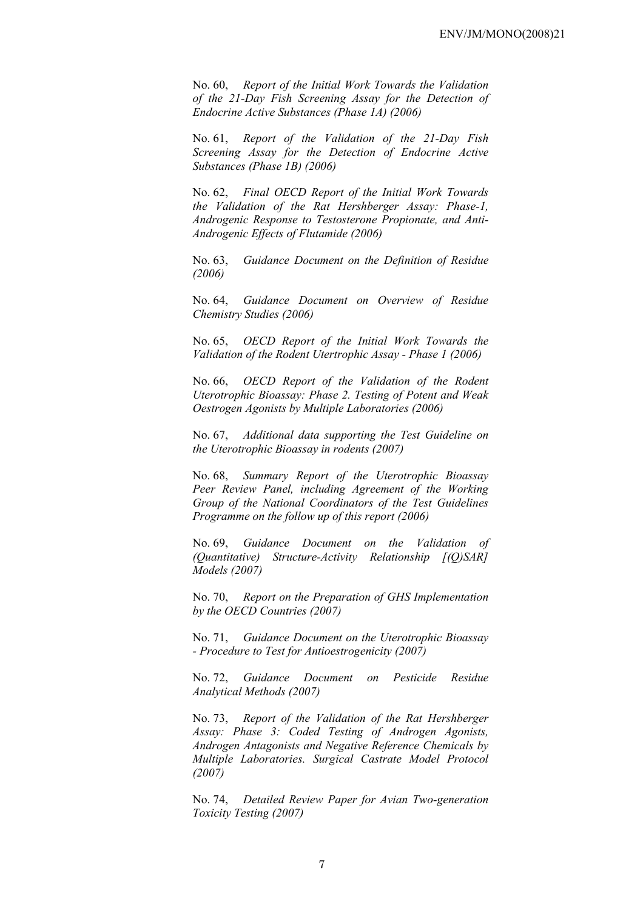No. 60, *Report of the Initial Work Towards the Validation of the 21-Day Fish Screening Assay for the Detection of Endocrine Active Substances (Phase 1A) (2006)*

No. 61, *Report of the Validation of the 21-Day Fish Screening Assay for the Detection of Endocrine Active Substances (Phase 1B) (2006)*

No. 62, *Final OECD Report of the Initial Work Towards the Validation of the Rat Hershberger Assay: Phase-1, Androgenic Response to Testosterone Propionate, and Anti-Androgenic Effects of Flutamide (2006)*

No. 63, *Guidance Document on the Definition of Residue (2006)*

No. 64, *Guidance Document on Overview of Residue Chemistry Studies (2006)*

No. 65, *OECD Report of the Initial Work Towards the Validation of the Rodent Utertrophic Assay - Phase 1 (2006)*

No. 66, *OECD Report of the Validation of the Rodent Uterotrophic Bioassay: Phase 2. Testing of Potent and Weak Oestrogen Agonists by Multiple Laboratories (2006)*

No. 67, *Additional data supporting the Test Guideline on the Uterotrophic Bioassay in rodents (2007)*

No. 68, *Summary Report of the Uterotrophic Bioassay Peer Review Panel, including Agreement of the Working Group of the National Coordinators of the Test Guidelines Programme on the follow up of this report (2006)*

No. 69, *Guidance Document on the Validation of (Quantitative) Structure-Activity Relationship [(Q)SAR] Models (2007)*

No. 70, *Report on the Preparation of GHS Implementation by the OECD Countries (2007)*

No. 71, *Guidance Document on the Uterotrophic Bioassay - Procedure to Test for Antioestrogenicity (2007)*

No. 72, *Guidance Document on Pesticide Residue Analytical Methods (2007)*

No. 73, *Report of the Validation of the Rat Hershberger Assay: Phase 3: Coded Testing of Androgen Agonists, Androgen Antagonists and Negative Reference Chemicals by Multiple Laboratories. Surgical Castrate Model Protocol (2007)*

No. 74, *Detailed Review Paper for Avian Two-generation Toxicity Testing (2007)*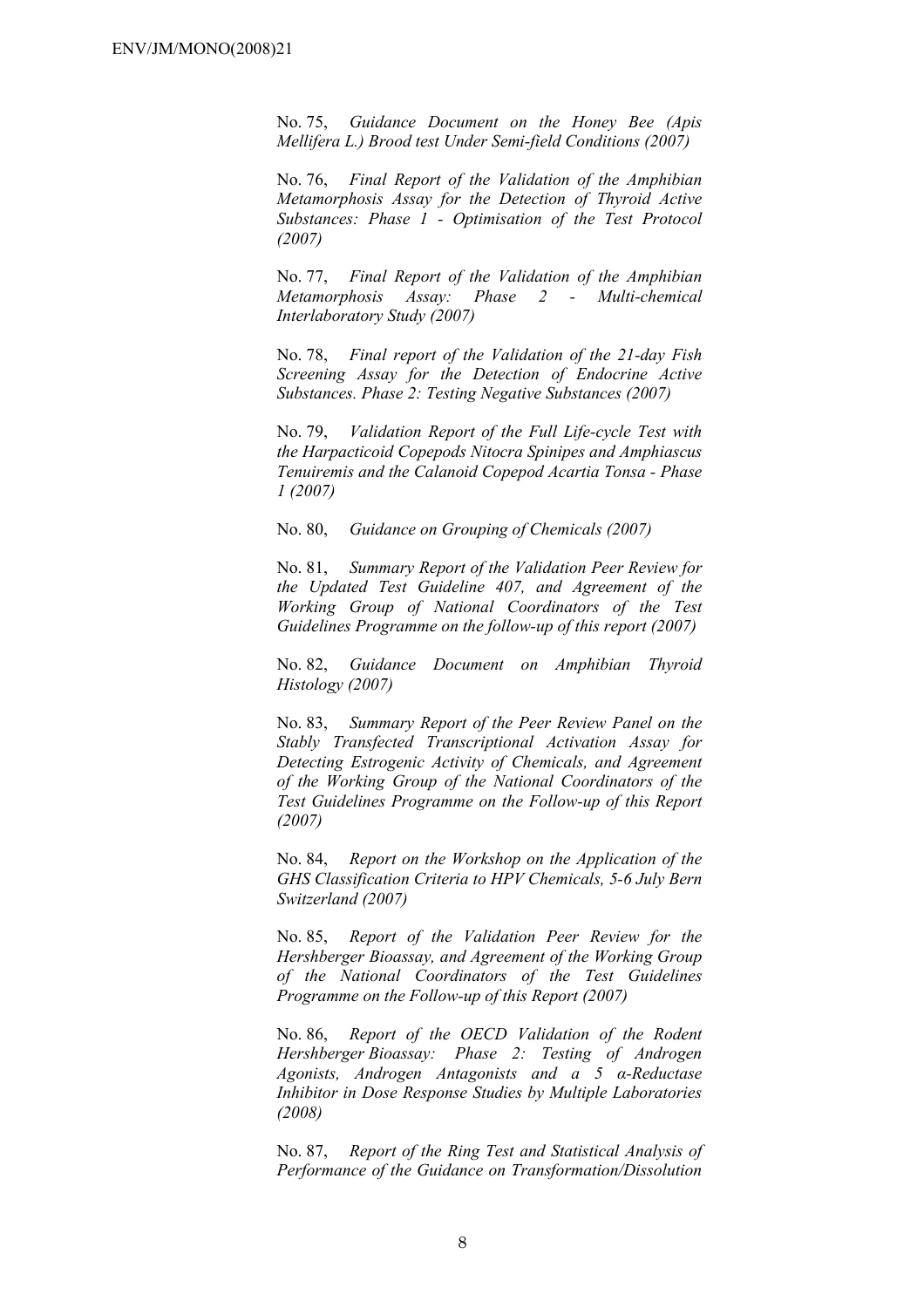No. 75, *Guidance Document on the Honey Bee (Apis Mellifera L.) Brood test Under Semi-field Conditions (2007)*

No. 76, *Final Report of the Validation of the Amphibian Metamorphosis Assay for the Detection of Thyroid Active Substances: Phase 1 - Optimisation of the Test Protocol (2007)*

No. 77, *Final Report of the Validation of the Amphibian Metamorphosis Assay: Phase 2 - Multi-chemical Interlaboratory Study (2007)*

No. 78, *Final report of the Validation of the 21-day Fish Screening Assay for the Detection of Endocrine Active Substances. Phase 2: Testing Negative Substances (2007)*

No. 79, *Validation Report of the Full Life-cycle Test with the Harpacticoid Copepods Nitocra Spinipes and Amphiascus Tenuiremis and the Calanoid Copepod Acartia Tonsa - Phase 1 (2007)*

No. 80, *Guidance on Grouping of Chemicals (2007)*

No. 81, *Summary Report of the Validation Peer Review for the Updated Test Guideline 407, and Agreement of the Working Group of National Coordinators of the Test Guidelines Programme on the follow-up of this report (2007)*

No. 82, *Guidance Document on Amphibian Thyroid Histology (2007)*

No. 83, *Summary Report of the Peer Review Panel on the Stably Transfected Transcriptional Activation Assay for Detecting Estrogenic Activity of Chemicals, and Agreement of the Working Group of the National Coordinators of the Test Guidelines Programme on the Follow-up of this Report (2007)*

No. 84, *Report on the Workshop on the Application of the GHS Classification Criteria to HPV Chemicals, 5-6 July Bern Switzerland (2007)*

No. 85, *Report of the Validation Peer Review for the Hershberger Bioassay, and Agreement of the Working Group of the National Coordinators of the Test Guidelines Programme on the Follow-up of this Report (2007)*

No. 86, *Report of the OECD Validation of the Rodent Hershberger Bioassay: Phase 2: Testing of Androgen Agonists, Androgen Antagonists and a 5 α-Reductase Inhibitor in Dose Response Studies by Multiple Laboratories (2008)*

No. 87, *Report of the Ring Test and Statistical Analysis of Performance of the Guidance on Transformation/Dissolution*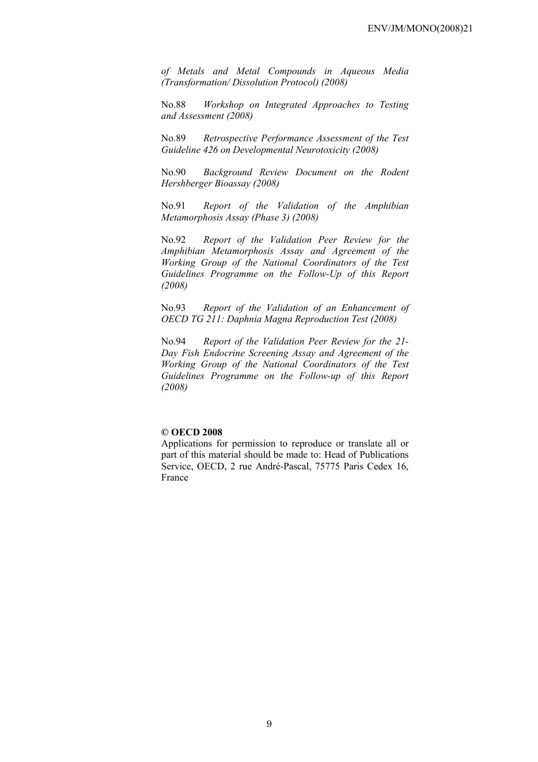*of Metals and Metal Compounds in Aqueous Media (Transformation/ Dissolution Protocol) (2008)*

No.88 *Workshop on Integrated Approaches to Testing and Assessment (2008)*

No.89 *Retrospective Performance Assessment of the Test Guideline 426 on Developmental Neurotoxicity (2008)*

No.90 *Background Review Document on the Rodent Hershberger Bioassay (2008)*

No.91 *Report of the Validation of the Amphibian Metamorphosis Assay (Phase 3) (2008)*

No.92 *Report of the Validation Peer Review for the Amphibian Metamorphosis Assay and Agreement of the Working Group of the National Coordinators of the Test Guidelines Programme on the Follow-Up of this Report (2008)*

No.93 *Report of the Validation of an Enhancement of OECD TG 211: Daphnia Magna Reproduction Test (2008)*

No.94 *Report of the Validation Peer Review for the 21-Day Fish Endocrine Screening Assay and Agreement of the Working Group of the National Coordinators of the Test Guidelines Programme on the Follow-up of this Report (2008)*

**© OECD 2008**

Applications for permission to reproduce or translate all or part of this material should be made to: Head of Publications Service, OECD, 2 rue André-Pascal, 75775 Paris Cedex 16, France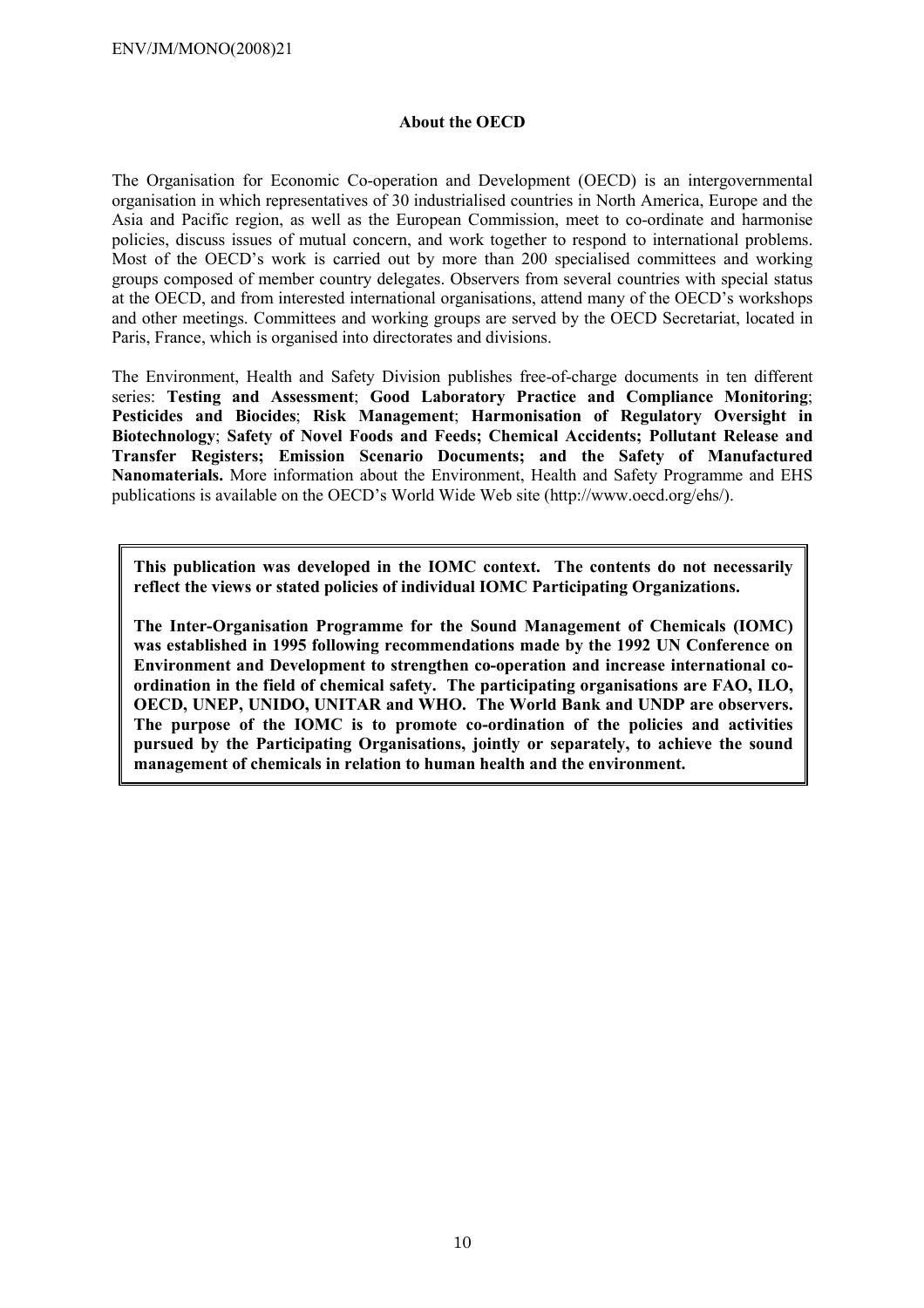## About the OECD

The Organisation for Economic Co-operation and Development (OECD) is an intergovernmental organisation in which representatives of 30 industrialised countries in North America, Europe and the Asia and Pacific region, as well as the European Commission, meet to co-ordinate and harmonise policies, discuss issues of mutual concern, and work together to respond to international problems. Most of the OECD's work is carried out by more than 200 specialised committees and working groups composed of member country delegates. Observers from several countries with special status at the OECD, and from interested international organisations, attend many of the OECD's workshops and other meetings. Committees and working groups are served by the OECD Secretariat, located in Paris, France, which is organised into directorates and divisions.

The Environment, Health and Safety Division publishes free-of-charge documents in ten different series: **Testing and Assessment**; **Good Laboratory Practice and Compliance Monitoring**; **Pesticides and Biocides**; **Risk Management**; **Harmonisation of Regulatory Oversight in Biotechnology**; **Safety of Novel Foods and Feeds; Chemical Accidents; Pollutant Release and Transfer Registers; Emission Scenario Documents; and the Safety of Manufactured Nanomaterials.** More information about the Environment, Health and Safety Programme and EHS publications is available on the OECD's World Wide Web site (http://www.oecd.org/ehs/).

**This publication was developed in the IOMC context. The contents do not necessarily reflect the views or stated policies of individual IOMC Participating Organizations.**

**The Inter-Organisation Programme for the Sound Management of Chemicals (IOMC) was established in 1995 following recommendations made by the 1992 UN Conference on Environment and Development to strengthen co-operation and increase international co-ordination in the field of chemical safety. The participating organisations are FAO, ILO, OECD, UNEP, UNIDO, UNITAR and WHO. The World Bank and UNDP are observers. The purpose of the IOMC is to promote co-ordination of the policies and activities pursued by the Participating Organisations, jointly or separately, to achieve the sound management of chemicals in relation to human health and the environment.**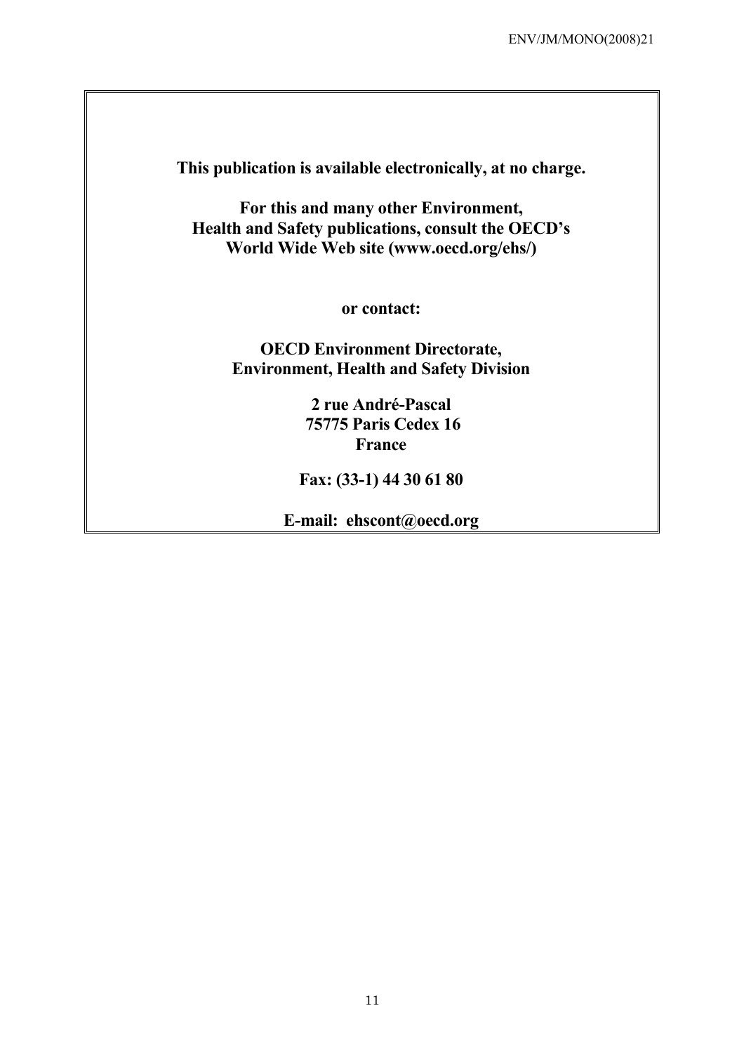**This publication is available electronically, at no charge.**

**For this and many other Environment, Health and Safety publications, consult the OECD's World Wide Web site (www.oecd.org/ehs/)**

**or contact:**

**OECD Environment Directorate, Environment, Health and Safety Division**

**2 rue André-Pascal**
**75775 Paris Cedex 16**
**France**

**Fax: (33-1) 44 30 61 80**

**E-mail: ehscont@oecd.org**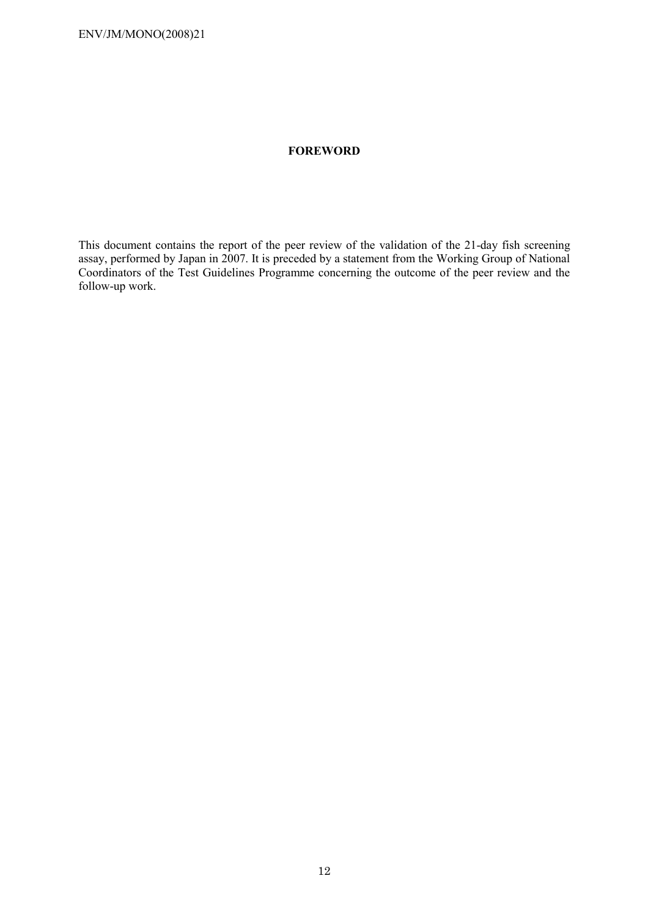# FOREWORD

This document contains the report of the peer review of the validation of the 21-day fish screening assay, performed by Japan in 2007. It is preceded by a statement from the Working Group of National Coordinators of the Test Guidelines Programme concerning the outcome of the peer review and the follow-up work.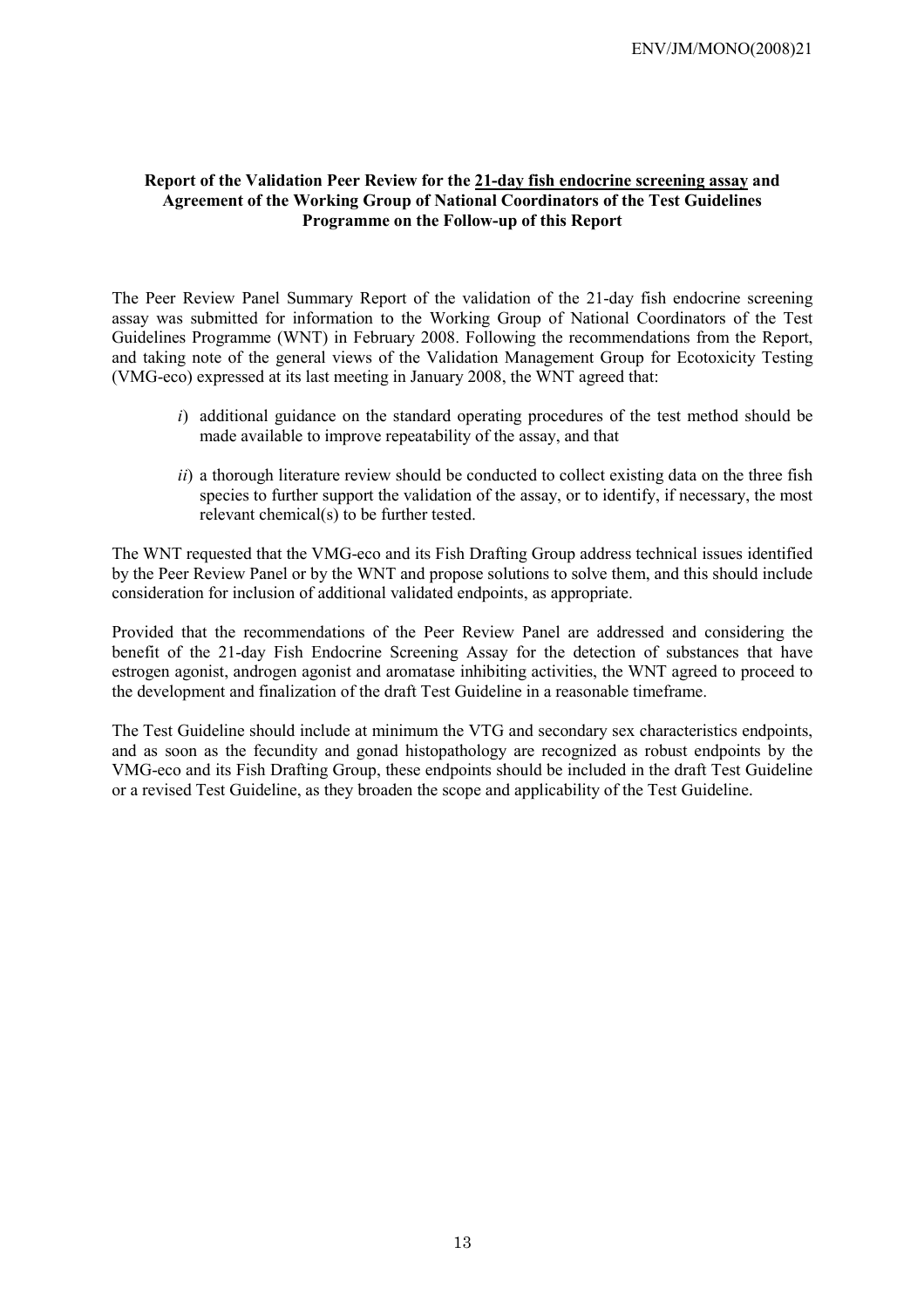**Report of the Validation Peer Review for the <u>21-day fish endocrine screening assay</u> and Agreement of the Working Group of National Coordinators of the Test Guidelines Programme on the Follow-up of this Report**

The Peer Review Panel Summary Report of the validation of the 21-day fish endocrine screening assay was submitted for information to the Working Group of National Coordinators of the Test Guidelines Programme (WNT) in February 2008. Following the recommendations from the Report, and taking note of the general views of the Validation Management Group for Ecotoxicity Testing (VMG-eco) expressed at its last meeting in January 2008, the WNT agreed that:

*i*) additional guidance on the standard operating procedures of the test method should be made available to improve repeatability of the assay, and that

*ii*) a thorough literature review should be conducted to collect existing data on the three fish species to further support the validation of the assay, or to identify, if necessary, the most relevant chemical(s) to be further tested.

The WNT requested that the VMG-eco and its Fish Drafting Group address technical issues identified by the Peer Review Panel or by the WNT and propose solutions to solve them, and this should include consideration for inclusion of additional validated endpoints, as appropriate.

Provided that the recommendations of the Peer Review Panel are addressed and considering the benefit of the 21-day Fish Endocrine Screening Assay for the detection of substances that have estrogen agonist, androgen agonist and aromatase inhibiting activities, the WNT agreed to proceed to the development and finalization of the draft Test Guideline in a reasonable timeframe.

The Test Guideline should include at minimum the VTG and secondary sex characteristics endpoints, and as soon as the fecundity and gonad histopathology are recognized as robust endpoints by the VMG-eco and its Fish Drafting Group, these endpoints should be included in the draft Test Guideline or a revised Test Guideline, as they broaden the scope and applicability of the Test Guideline.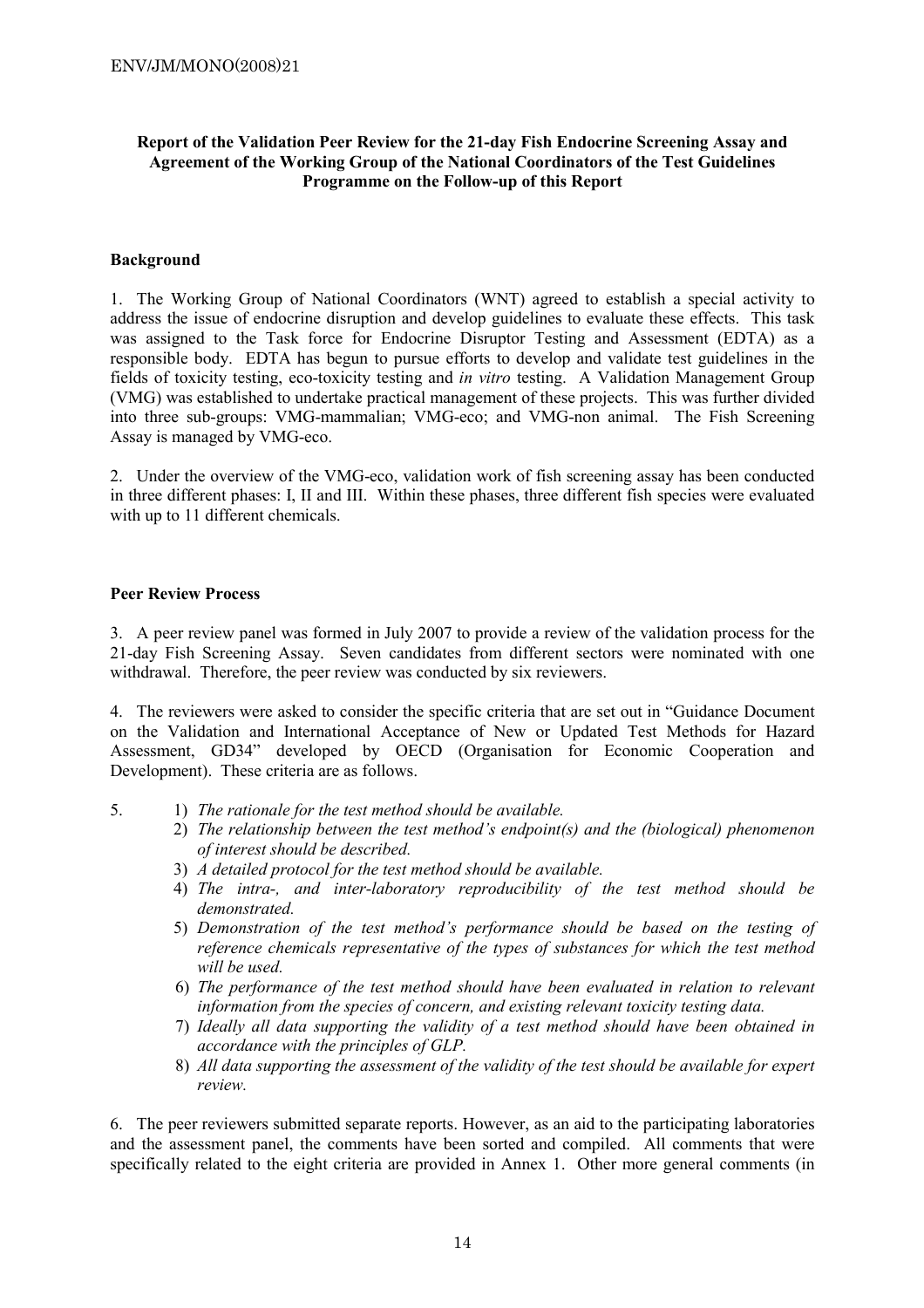**Report of the Validation Peer Review for the 21-day Fish Endocrine Screening Assay and Agreement of the Working Group of the National Coordinators of the Test Guidelines Programme on the Follow-up of this Report**

**Background**

1. The Working Group of National Coordinators (WNT) agreed to establish a special activity to address the issue of endocrine disruption and develop guidelines to evaluate these effects. This task was assigned to the Task force for Endocrine Disruptor Testing and Assessment (EDTA) as a responsible body. EDTA has begun to pursue efforts to develop and validate test guidelines in the fields of toxicity testing, eco-toxicity testing and *in vitro* testing. A Validation Management Group (VMG) was established to undertake practical management of these projects. This was further divided into three sub-groups: VMG-mammalian; VMG-eco; and VMG-non animal. The Fish Screening Assay is managed by VMG-eco.

2. Under the overview of the VMG-eco, validation work of fish screening assay has been conducted in three different phases: I, II and III. Within these phases, three different fish species were evaluated with up to 11 different chemicals.

**Peer Review Process**

3. A peer review panel was formed in July 2007 to provide a review of the validation process for the 21-day Fish Screening Assay. Seven candidates from different sectors were nominated with one withdrawal. Therefore, the peer review was conducted by six reviewers.

4. The reviewers were asked to consider the specific criteria that are set out in "Guidance Document on the Validation and International Acceptance of New or Updated Test Methods for Hazard Assessment, GD34" developed by OECD (Organisation for Economic Cooperation and Development). These criteria are as follows.

5.
   1) *The rationale for the test method should be available.*
   2) *The relationship between the test method's endpoint(s) and the (biological) phenomenon of interest should be described.*
   3) *A detailed protocol for the test method should be available.*
   4) *The intra-, and inter-laboratory reproducibility of the test method should be demonstrated.*
   5) *Demonstration of the test method's performance should be based on the testing of reference chemicals representative of the types of substances for which the test method will be used.*
   6) *The performance of the test method should have been evaluated in relation to relevant information from the species of concern, and existing relevant toxicity testing data.*
   7) *Ideally all data supporting the validity of a test method should have been obtained in accordance with the principles of GLP.*
   8) *All data supporting the assessment of the validity of the test should be available for expert review.*

6. The peer reviewers submitted separate reports. However, as an aid to the participating laboratories and the assessment panel, the comments have been sorted and compiled. All comments that were specifically related to the eight criteria are provided in Annex 1. Other more general comments (in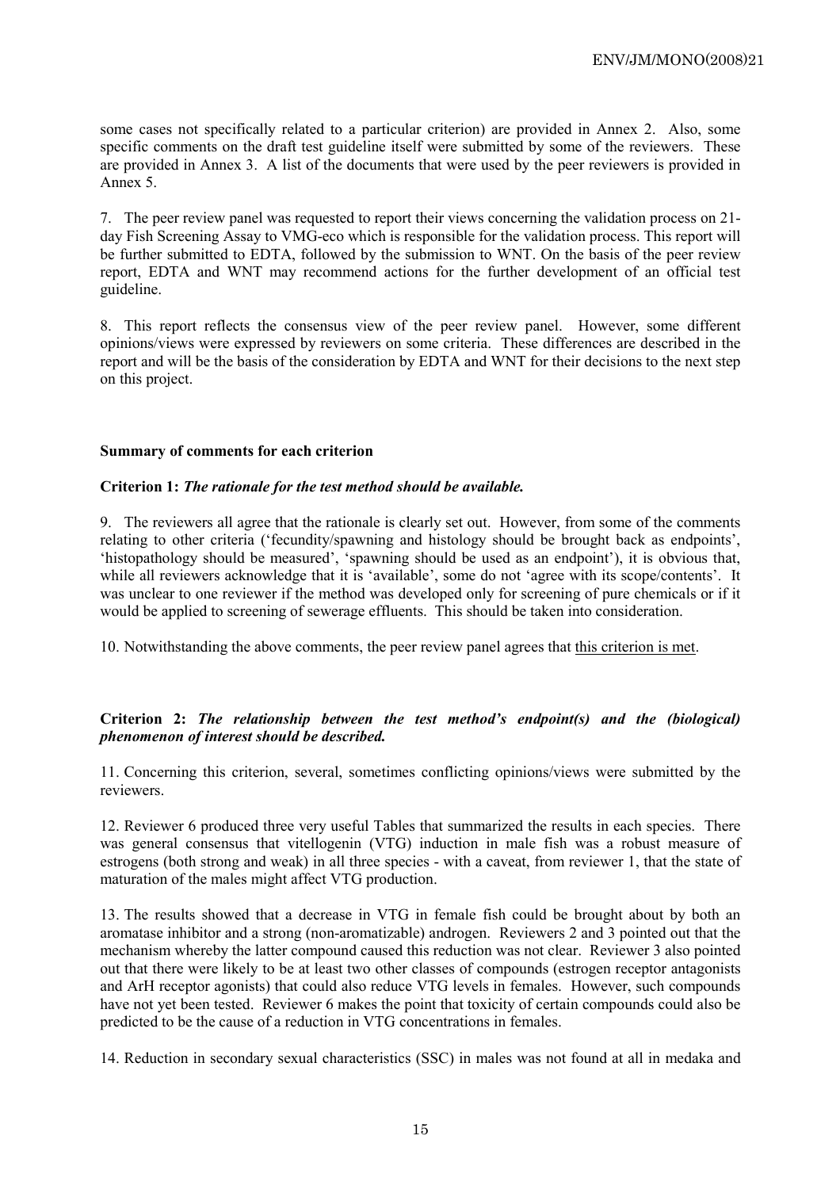some cases not specifically related to a particular criterion) are provided in Annex 2. Also, some specific comments on the draft test guideline itself were submitted by some of the reviewers. These are provided in Annex 3. A list of the documents that were used by the peer reviewers is provided in Annex 5.

7. The peer review panel was requested to report their views concerning the validation process on 21-day Fish Screening Assay to VMG-eco which is responsible for the validation process. This report will be further submitted to EDTA, followed by the submission to WNT. On the basis of the peer review report, EDTA and WNT may recommend actions for the further development of an official test guideline.

8. This report reflects the consensus view of the peer review panel. However, some different opinions/views were expressed by reviewers on some criteria. These differences are described in the report and will be the basis of the consideration by EDTA and WNT for their decisions to the next step on this project.

**Summary of comments for each criterion**

**Criterion 1:** ***The rationale for the test method should be available.***

9. The reviewers all agree that the rationale is clearly set out. However, from some of the comments relating to other criteria ('fecundity/spawning and histology should be brought back as endpoints', 'histopathology should be measured', 'spawning should be used as an endpoint'), it is obvious that, while all reviewers acknowledge that it is 'available', some do not 'agree with its scope/contents'. It was unclear to one reviewer if the method was developed only for screening of pure chemicals or if it would be applied to screening of sewerage effluents. This should be taken into consideration.

10. Notwithstanding the above comments, the peer review panel agrees that <u>this criterion is met</u>.

**Criterion 2:** ***The relationship between the test method's endpoint(s) and the (biological) phenomenon of interest should be described.***

11. Concerning this criterion, several, sometimes conflicting opinions/views were submitted by the reviewers.

12. Reviewer 6 produced three very useful Tables that summarized the results in each species. There was general consensus that vitellogenin (VTG) induction in male fish was a robust measure of estrogens (both strong and weak) in all three species - with a caveat, from reviewer 1, that the state of maturation of the males might affect VTG production.

13. The results showed that a decrease in VTG in female fish could be brought about by both an aromatase inhibitor and a strong (non-aromatizable) androgen. Reviewers 2 and 3 pointed out that the mechanism whereby the latter compound caused this reduction was not clear. Reviewer 3 also pointed out that there were likely to be at least two other classes of compounds (estrogen receptor antagonists and ArH receptor agonists) that could also reduce VTG levels in females. However, such compounds have not yet been tested. Reviewer 6 makes the point that toxicity of certain compounds could also be predicted to be the cause of a reduction in VTG concentrations in females.

14. Reduction in secondary sexual characteristics (SSC) in males was not found at all in medaka and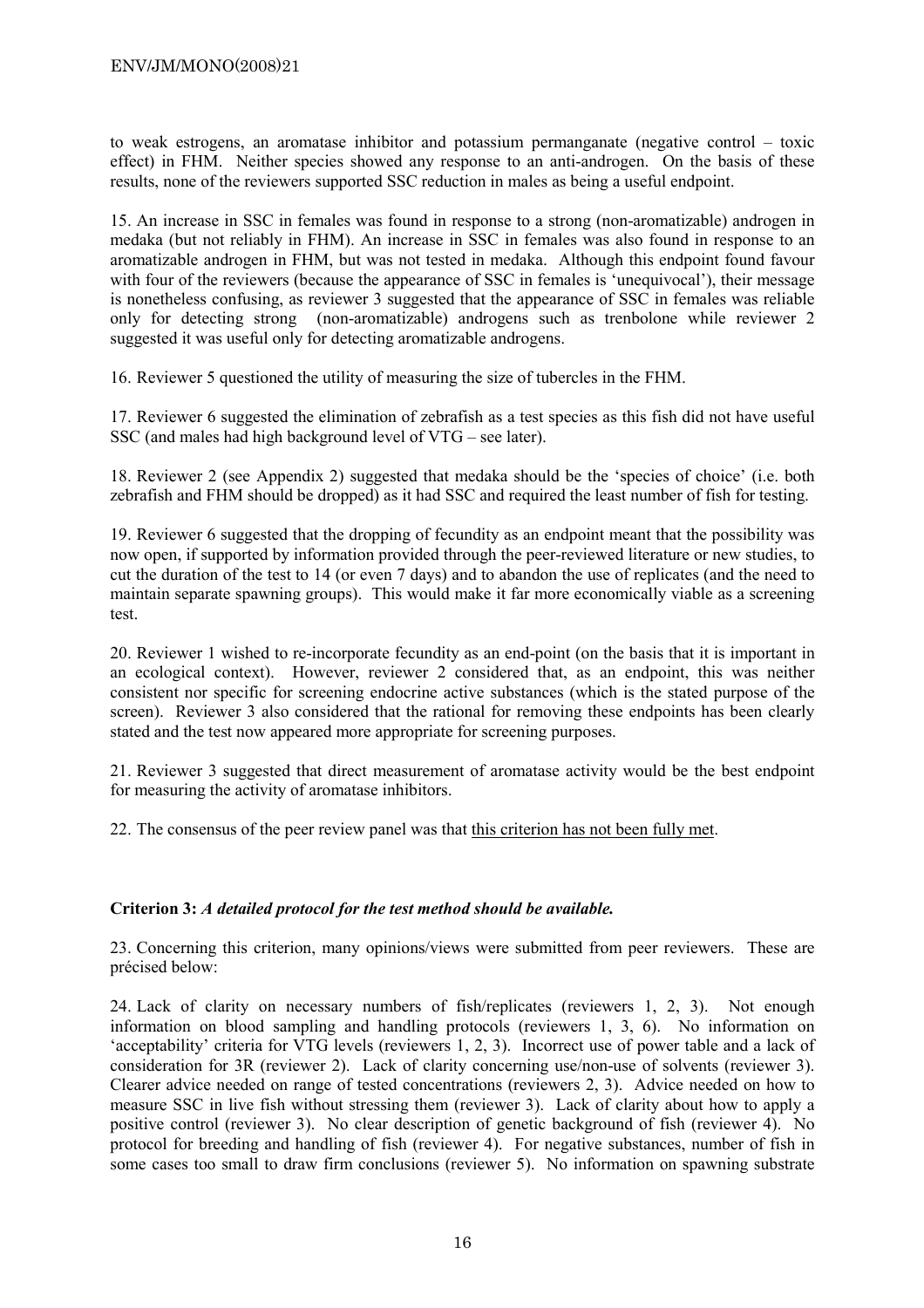to weak estrogens, an aromatase inhibitor and potassium permanganate (negative control – toxic effect) in FHM. Neither species showed any response to an anti-androgen. On the basis of these results, none of the reviewers supported SSC reduction in males as being a useful endpoint.

15. An increase in SSC in females was found in response to a strong (non-aromatizable) androgen in medaka (but not reliably in FHM). An increase in SSC in females was also found in response to an aromatizable androgen in FHM, but was not tested in medaka. Although this endpoint found favour with four of the reviewers (because the appearance of SSC in females is 'unequivocal'), their message is nonetheless confusing, as reviewer 3 suggested that the appearance of SSC in females was reliable only for detecting strong (non-aromatizable) androgens such as trenbolone while reviewer 2 suggested it was useful only for detecting aromatizable androgens.

16. Reviewer 5 questioned the utility of measuring the size of tubercles in the FHM.

17. Reviewer 6 suggested the elimination of zebrafish as a test species as this fish did not have useful SSC (and males had high background level of VTG – see later).

18. Reviewer 2 (see Appendix 2) suggested that medaka should be the 'species of choice' (i.e. both zebrafish and FHM should be dropped) as it had SSC and required the least number of fish for testing.

19. Reviewer 6 suggested that the dropping of fecundity as an endpoint meant that the possibility was now open, if supported by information provided through the peer-reviewed literature or new studies, to cut the duration of the test to 14 (or even 7 days) and to abandon the use of replicates (and the need to maintain separate spawning groups). This would make it far more economically viable as a screening test.

20. Reviewer 1 wished to re-incorporate fecundity as an end-point (on the basis that it is important in an ecological context). However, reviewer 2 considered that, as an endpoint, this was neither consistent nor specific for screening endocrine active substances (which is the stated purpose of the screen). Reviewer 3 also considered that the rational for removing these endpoints has been clearly stated and the test now appeared more appropriate for screening purposes.

21. Reviewer 3 suggested that direct measurement of aromatase activity would be the best endpoint for measuring the activity of aromatase inhibitors.

22. The consensus of the peer review panel was that this criterion has not been fully met.

**Criterion 3:** ***A detailed protocol for the test method should be available.***

23. Concerning this criterion, many opinions/views were submitted from peer reviewers. These are précised below:

24. Lack of clarity on necessary numbers of fish/replicates (reviewers 1, 2, 3). Not enough information on blood sampling and handling protocols (reviewers 1, 3, 6). No information on 'acceptability' criteria for VTG levels (reviewers 1, 2, 3). Incorrect use of power table and a lack of consideration for 3R (reviewer 2). Lack of clarity concerning use/non-use of solvents (reviewer 3). Clearer advice needed on range of tested concentrations (reviewers 2, 3). Advice needed on how to measure SSC in live fish without stressing them (reviewer 3). Lack of clarity about how to apply a positive control (reviewer 3). No clear description of genetic background of fish (reviewer 4). No protocol for breeding and handling of fish (reviewer 4). For negative substances, number of fish in some cases too small to draw firm conclusions (reviewer 5). No information on spawning substrate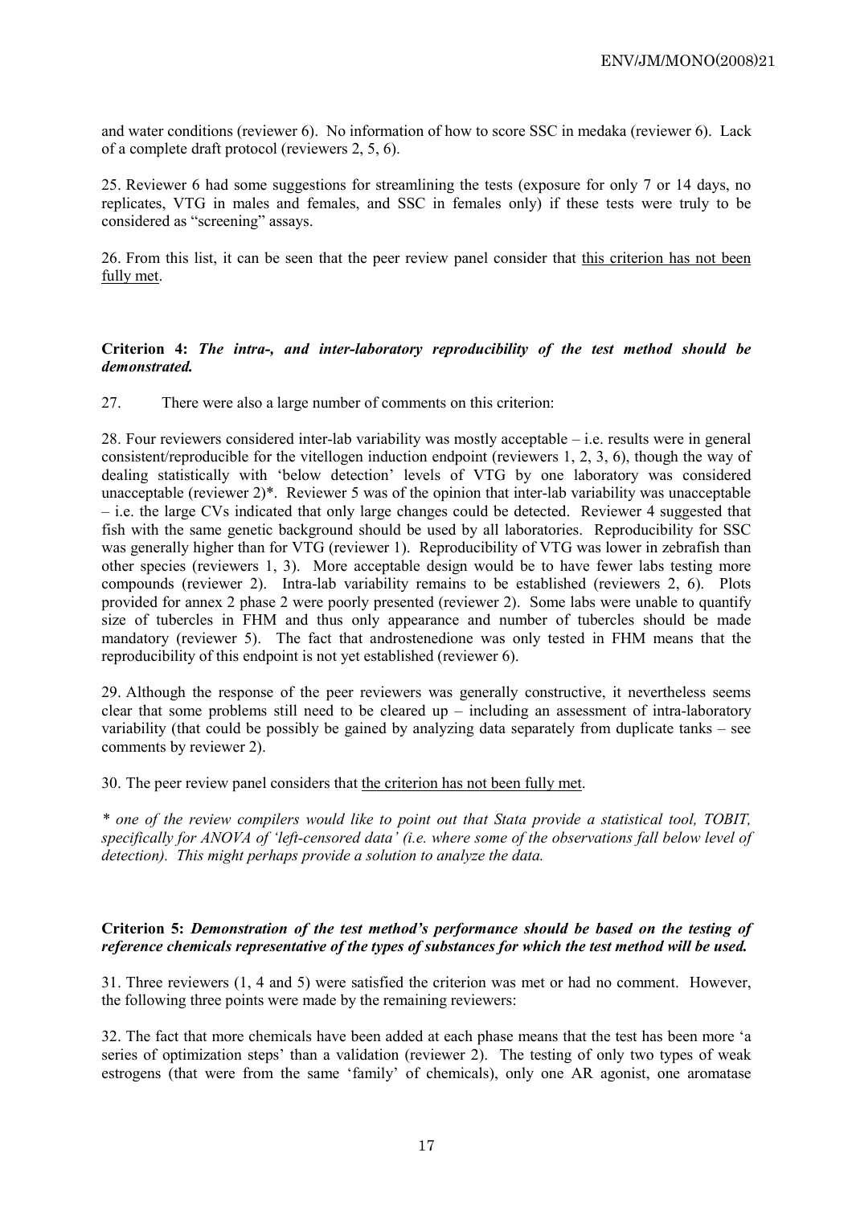and water conditions (reviewer 6). No information of how to score SSC in medaka (reviewer 6). Lack of a complete draft protocol (reviewers 2, 5, 6).

25. Reviewer 6 had some suggestions for streamlining the tests (exposure for only 7 or 14 days, no replicates, VTG in males and females, and SSC in females only) if these tests were truly to be considered as "screening" assays.

26. From this list, it can be seen that the peer review panel consider that <u>this criterion has not been fully met</u>.

**Criterion 4:** ***The intra-, and inter-laboratory reproducibility of the test method should be demonstrated.***

27. There were also a large number of comments on this criterion:

28. Four reviewers considered inter-lab variability was mostly acceptable – i.e. results were in general consistent/reproducible for the vitellogen induction endpoint (reviewers 1, 2, 3, 6), though the way of dealing statistically with 'below detection' levels of VTG by one laboratory was considered unacceptable (reviewer 2)*. Reviewer 5 was of the opinion that inter-lab variability was unacceptable – i.e. the large CVs indicated that only large changes could be detected. Reviewer 4 suggested that fish with the same genetic background should be used by all laboratories. Reproducibility for SSC was generally higher than for VTG (reviewer 1). Reproducibility of VTG was lower in zebrafish than other species (reviewers 1, 3). More acceptable design would be to have fewer labs testing more compounds (reviewer 2). Intra-lab variability remains to be established (reviewers 2, 6). Plots provided for annex 2 phase 2 were poorly presented (reviewer 2). Some labs were unable to quantify size of tubercles in FHM and thus only appearance and number of tubercles should be made mandatory (reviewer 5). The fact that androstenedione was only tested in FHM means that the reproducibility of this endpoint is not yet established (reviewer 6).

29. Although the response of the peer reviewers was generally constructive, it nevertheless seems clear that some problems still need to be cleared up – including an assessment of intra-laboratory variability (that could be possibly be gained by analyzing data separately from duplicate tanks – see comments by reviewer 2).

30. The peer review panel considers that <u>the criterion has not been fully met</u>.

*\* one of the review compilers would like to point out that Stata provide a statistical tool, TOBIT, specifically for ANOVA of 'left-censored data' (i.e. where some of the observations fall below level of detection). This might perhaps provide a solution to analyze the data.*

**Criterion 5:** ***Demonstration of the test method's performance should be based on the testing of reference chemicals representative of the types of substances for which the test method will be used.***

31. Three reviewers (1, 4 and 5) were satisfied the criterion was met or had no comment. However, the following three points were made by the remaining reviewers:

32. The fact that more chemicals have been added at each phase means that the test has been more 'a series of optimization steps' than a validation (reviewer 2). The testing of only two types of weak estrogens (that were from the same 'family' of chemicals), only one AR agonist, one aromatase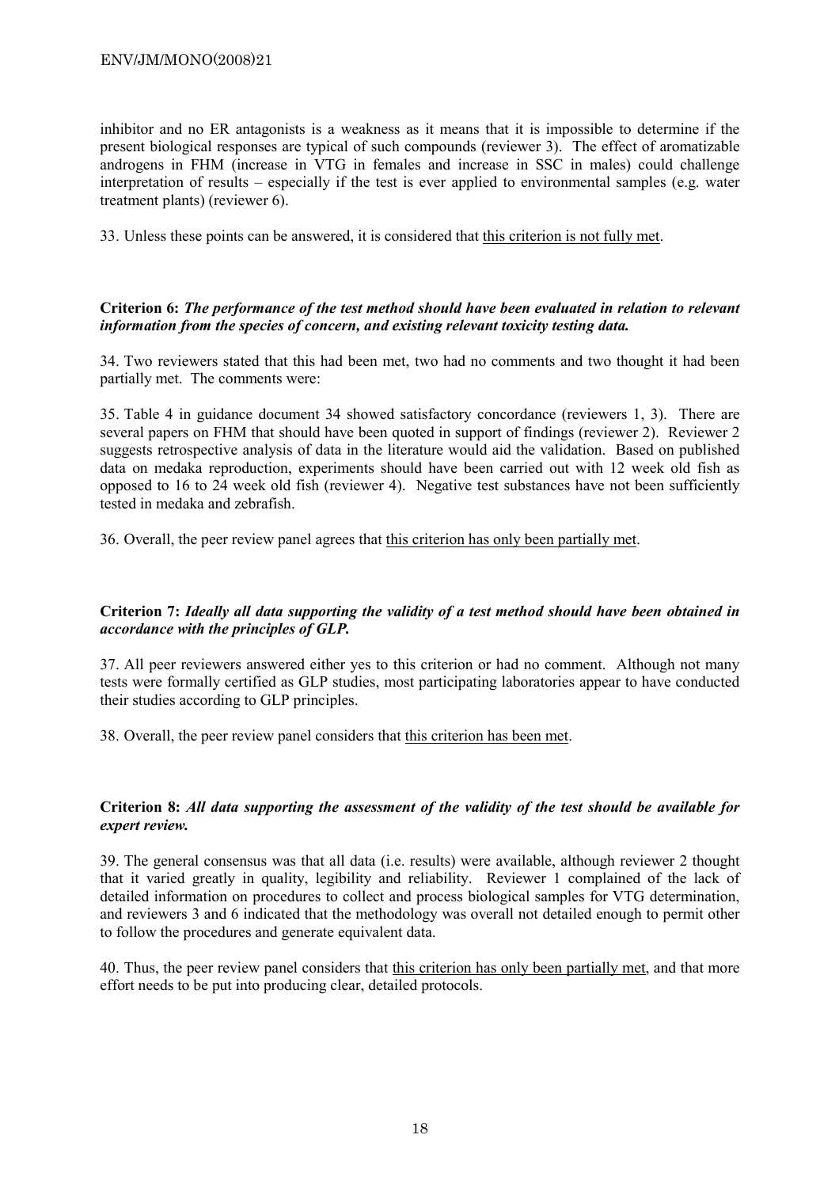inhibitor and no ER antagonists is a weakness as it means that it is impossible to determine if the present biological responses are typical of such compounds (reviewer 3). The effect of aromatizable androgens in FHM (increase in VTG in females and increase in SSC in males) could challenge interpretation of results – especially if the test is ever applied to environmental samples (e.g. water treatment plants) (reviewer 6).

33. Unless these points can be answered, it is considered that this criterion is not fully met.

**Criterion 6:** ***The performance of the test method should have been evaluated in relation to relevant information from the species of concern, and existing relevant toxicity testing data.***

34. Two reviewers stated that this had been met, two had no comments and two thought it had been partially met. The comments were:

35. Table 4 in guidance document 34 showed satisfactory concordance (reviewers 1, 3). There are several papers on FHM that should have been quoted in support of findings (reviewer 2). Reviewer 2 suggests retrospective analysis of data in the literature would aid the validation. Based on published data on medaka reproduction, experiments should have been carried out with 12 week old fish as opposed to 16 to 24 week old fish (reviewer 4). Negative test substances have not been sufficiently tested in medaka and zebrafish.

36. Overall, the peer review panel agrees that this criterion has only been partially met.

**Criterion 7:** ***Ideally all data supporting the validity of a test method should have been obtained in accordance with the principles of GLP.***

37. All peer reviewers answered either yes to this criterion or had no comment. Although not many tests were formally certified as GLP studies, most participating laboratories appear to have conducted their studies according to GLP principles.

38. Overall, the peer review panel considers that this criterion has been met.

**Criterion 8:** ***All data supporting the assessment of the validity of the test should be available for expert review.***

39. The general consensus was that all data (i.e. results) were available, although reviewer 2 thought that it varied greatly in quality, legibility and reliability. Reviewer 1 complained of the lack of detailed information on procedures to collect and process biological samples for VTG determination, and reviewers 3 and 6 indicated that the methodology was overall not detailed enough to permit other to follow the procedures and generate equivalent data.

40. Thus, the peer review panel considers that this criterion has only been partially met, and that more effort needs to be put into producing clear, detailed protocols.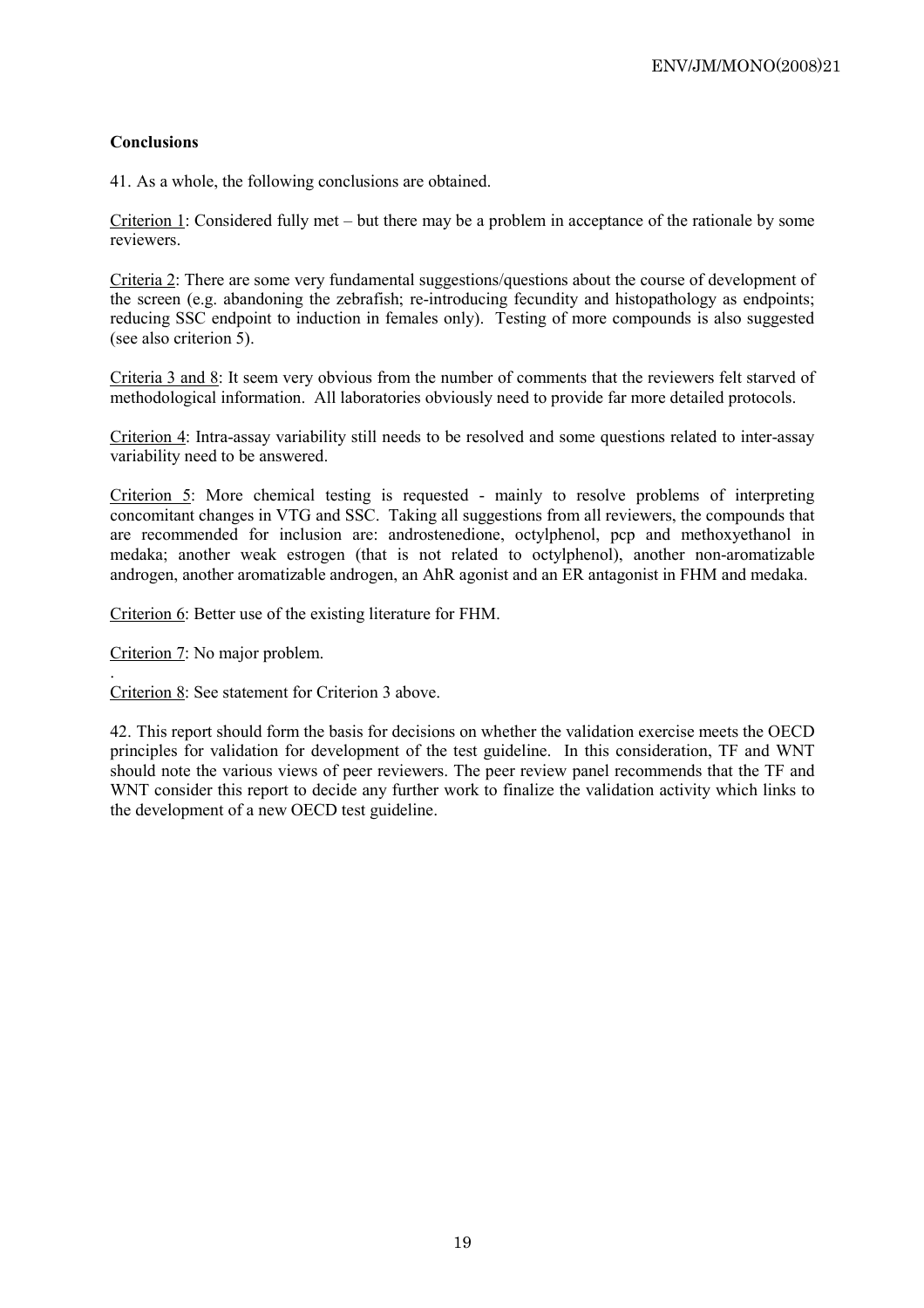**Conclusions**

41. As a whole, the following conclusions are obtained.

Criterion 1: Considered fully met – but there may be a problem in acceptance of the rationale by some reviewers.

Criteria 2: There are some very fundamental suggestions/questions about the course of development of the screen (e.g. abandoning the zebrafish; re-introducing fecundity and histopathology as endpoints; reducing SSC endpoint to induction in females only). Testing of more compounds is also suggested (see also criterion 5).

Criteria 3 and 8: It seem very obvious from the number of comments that the reviewers felt starved of methodological information. All laboratories obviously need to provide far more detailed protocols.

Criterion 4: Intra-assay variability still needs to be resolved and some questions related to inter-assay variability need to be answered.

Criterion 5: More chemical testing is requested - mainly to resolve problems of interpreting concomitant changes in VTG and SSC. Taking all suggestions from all reviewers, the compounds that are recommended for inclusion are: androstenedione, octylphenol, pcp and methoxyethanol in medaka; another weak estrogen (that is not related to octylphenol), another non-aromatizable androgen, another aromatizable androgen, an AhR agonist and an ER antagonist in FHM and medaka.

Criterion 6: Better use of the existing literature for FHM.

Criterion 7: No major problem.

Criterion 8: See statement for Criterion 3 above.

42. This report should form the basis for decisions on whether the validation exercise meets the OECD principles for validation for development of the test guideline. In this consideration, TF and WNT should note the various views of peer reviewers. The peer review panel recommends that the TF and WNT consider this report to decide any further work to finalize the validation activity which links to the development of a new OECD test guideline.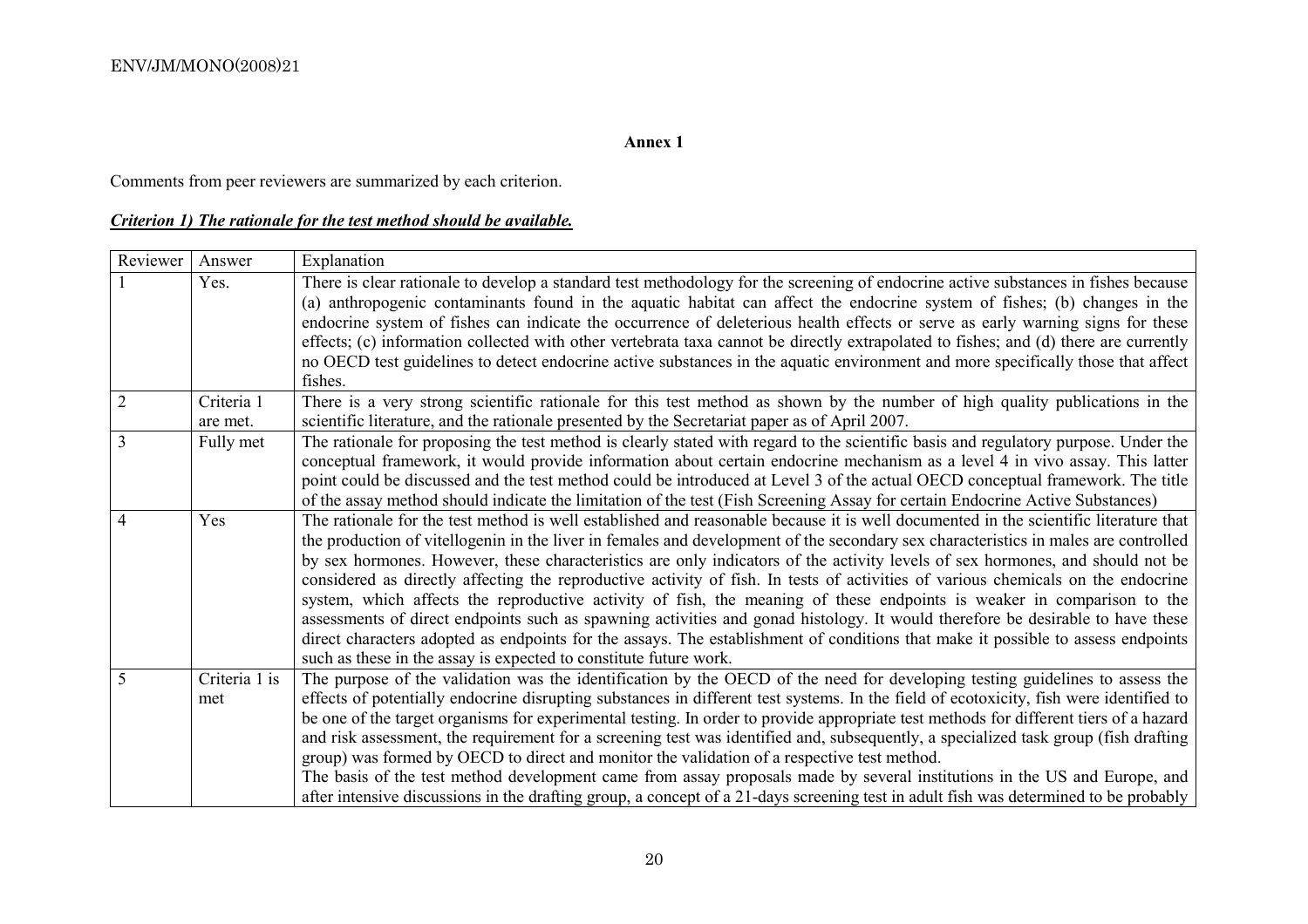## Annex 1

Comments from peer reviewers are summarized by each criterion.

***Criterion 1) The rationale for the test method should be available.***

| Reviewer | Answer | Explanation |
|---|---|---|
| 1 | Yes. | There is clear rationale to develop a standard test methodology for the screening of endocrine active substances in fishes because (a) anthropogenic contaminants found in the aquatic habitat can affect the endocrine system of fishes; (b) changes in the endocrine system of fishes can indicate the occurrence of deleterious health effects or serve as early warning signs for these effects; (c) information collected with other vertebrata taxa cannot be directly extrapolated to fishes; and (d) there are currently no OECD test guidelines to detect endocrine active substances in the aquatic environment and more specifically those that affect fishes. |
| 2 | Criteria 1 are met. | There is a very strong scientific rationale for this test method as shown by the number of high quality publications in the scientific literature, and the rationale presented by the Secretariat paper as of April 2007. |
| 3 | Fully met | The rationale for proposing the test method is clearly stated with regard to the scientific basis and regulatory purpose. Under the conceptual framework, it would provide information about certain endocrine mechanism as a level 4 in vivo assay. This latter point could be discussed and the test method could be introduced at Level 3 of the actual OECD conceptual framework. The title of the assay method should indicate the limitation of the test (Fish Screening Assay for certain Endocrine Active Substances) |
| 4 | Yes | The rationale for the test method is well established and reasonable because it is well documented in the scientific literature that the production of vitellogenin in the liver in females and development of the secondary sex characteristics in males are controlled by sex hormones. However, these characteristics are only indicators of the activity levels of sex hormones, and should not be considered as directly affecting the reproductive activity of fish. In tests of activities of various chemicals on the endocrine system, which affects the reproductive activity of fish, the meaning of these endpoints is weaker in comparison to the assessments of direct endpoints such as spawning activities and gonad histology. It would therefore be desirable to have these direct characters adopted as endpoints for the assays. The establishment of conditions that make it possible to assess endpoints such as these in the assay is expected to constitute future work. |
| 5 | Criteria 1 is met | The purpose of the validation was the identification by the OECD of the need for developing testing guidelines to assess the effects of potentially endocrine disrupting substances in different test systems. In the field of ecotoxicity, fish were identified to be one of the target organisms for experimental testing. In order to provide appropriate test methods for different tiers of a hazard and risk assessment, the requirement for a screening test was identified and, subsequently, a specialized task group (fish drafting group) was formed by OECD to direct and monitor the validation of a respective test method.<br>The basis of the test method development came from assay proposals made by several institutions in the US and Europe, and after intensive discussions in the drafting group, a concept of a 21-days screening test in adult fish was determined to be probably |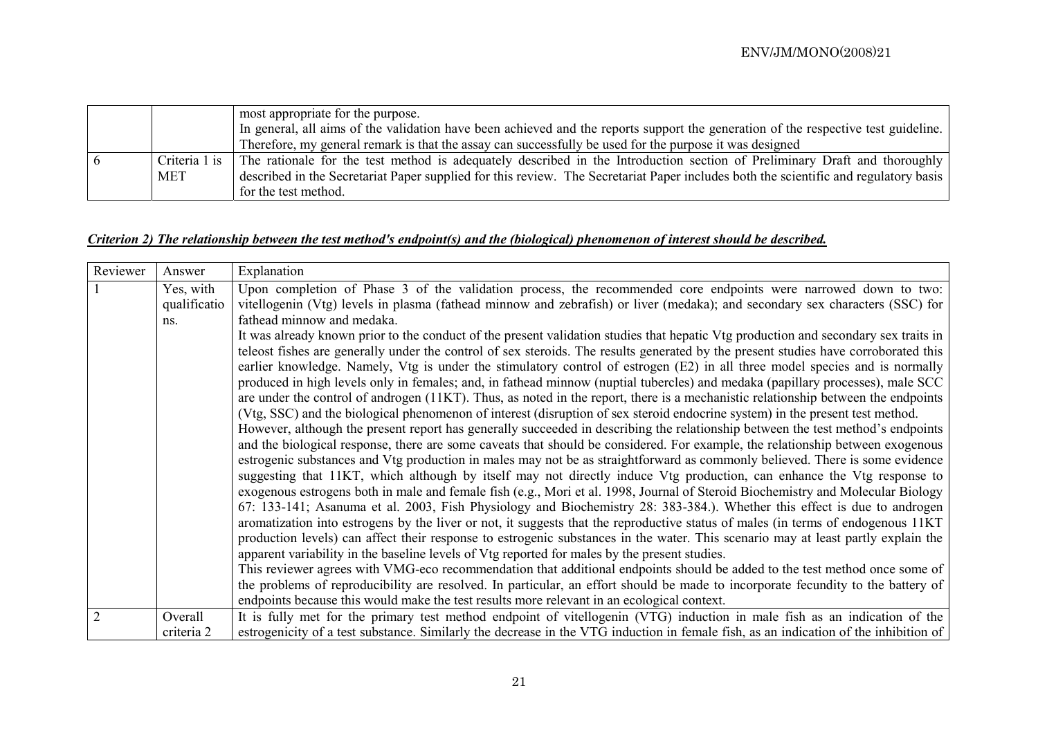| | | most appropriate for the purpose.<br>In general, all aims of the validation have been achieved and the reports support the generation of the respective test guideline. Therefore, my general remark is that the assay can successfully be used for the purpose it was designed |
|---|---|---|
| 6 | Criteria 1 is MET | The rationale for the test method is adequately described in the Introduction section of Preliminary Draft and thoroughly described in the Secretariat Paper supplied for this review. The Secretariat Paper includes both the scientific and regulatory basis for the test method. |

***Criterion 2) The relationship between the test method's endpoint(s) and the (biological) phenomenon of interest should be described.***

| Reviewer | Answer | Explanation |
|---|---|---|
| 1 | Yes, with qualifications. | Upon completion of Phase 3 of the validation process, the recommended core endpoints were narrowed down to two: vitellogenin (Vtg) levels in plasma (fathead minnow and zebrafish) or liver (medaka); and secondary sex characters (SSC) for fathead minnow and medaka.<br>It was already known prior to the conduct of the present validation studies that hepatic Vtg production and secondary sex traits in teleost fishes are generally under the control of sex steroids. The results generated by the present studies have corroborated this earlier knowledge. Namely, Vtg is under the stimulatory control of estrogen (E2) in all three model species and is normally produced in high levels only in females; and, in fathead minnow (nuptial tubercles) and medaka (papillary processes), male SCC are under the control of androgen (11KT). Thus, as noted in the report, there is a mechanistic relationship between the endpoints (Vtg, SSC) and the biological phenomenon of interest (disruption of sex steroid endocrine system) in the present test method.<br>However, although the present report has generally succeeded in describing the relationship between the test method's endpoints and the biological response, there are some caveats that should be considered. For example, the relationship between exogenous estrogenic substances and Vtg production in males may not be as straightforward as commonly believed. There is some evidence suggesting that 11KT, which although by itself may not directly induce Vtg production, can enhance the Vtg response to exogenous estrogens both in male and female fish (e.g., Mori et al. 1998, Journal of Steroid Biochemistry and Molecular Biology 67: 133-141; Asanuma et al. 2003, Fish Physiology and Biochemistry 28: 383-384.). Whether this effect is due to androgen aromatization into estrogens by the liver or not, it suggests that the reproductive status of males (in terms of endogenous 11KT production levels) can affect their response to estrogenic substances in the water. This scenario may at least partly explain the apparent variability in the baseline levels of Vtg reported for males by the present studies.<br>This reviewer agrees with VMG-eco recommendation that additional endpoints should be added to the test method once some of the problems of reproducibility are resolved. In particular, an effort should be made to incorporate fecundity to the battery of endpoints because this would make the test results more relevant in an ecological context. |
| 2 | Overall criteria 2 | It is fully met for the primary test method endpoint of vitellogenin (VTG) induction in male fish as an indication of the estrogenicity of a test substance. Similarly the decrease in the VTG induction in female fish, as an indication of the inhibition of |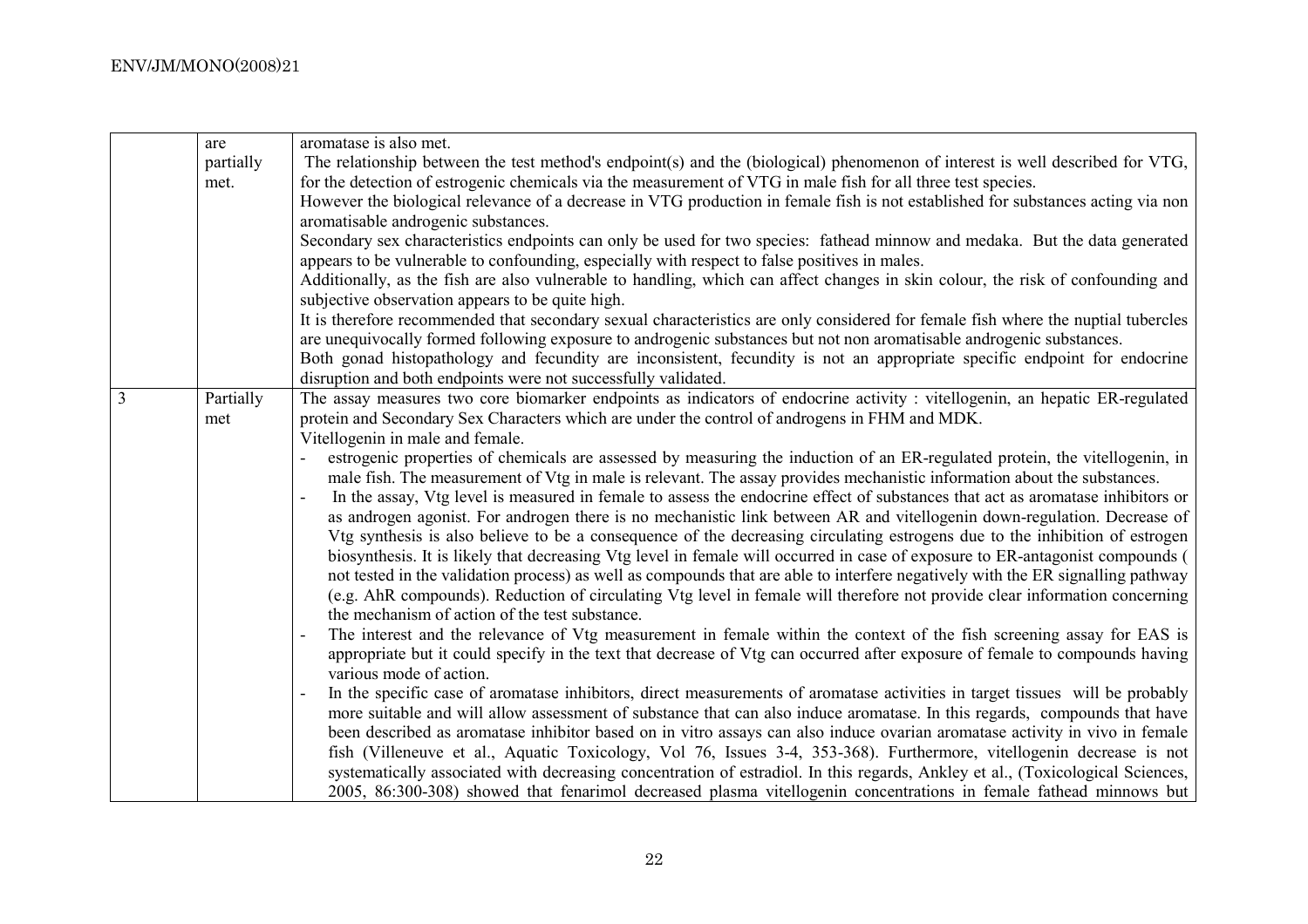| | | |
|---|---|---|
| | are partially met. | aromatase is also met.<br>The relationship between the test method's endpoint(s) and the (biological) phenomenon of interest is well described for VTG, for the detection of estrogenic chemicals via the measurement of VTG in male fish for all three test species.<br>However the biological relevance of a decrease in VTG production in female fish is not established for substances acting via non aromatisable androgenic substances.<br>Secondary sex characteristics endpoints can only be used for two species: fathead minnow and medaka. But the data generated appears to be vulnerable to confounding, especially with respect to false positives in males.<br>Additionally, as the fish are also vulnerable to handling, which can affect changes in skin colour, the risk of confounding and subjective observation appears to be quite high.<br>It is therefore recommended that secondary sexual characteristics are only considered for female fish where the nuptial tubercles are unequivocally formed following exposure to androgenic substances but not non aromatisable androgenic substances.<br>Both gonad histopathology and fecundity are inconsistent, fecundity is not an appropriate specific endpoint for endocrine disruption and both endpoints were not successfully validated. |
| 3 | Partially met | The assay measures two core biomarker endpoints as indicators of endocrine activity : vitellogenin, an hepatic ER-regulated protein and Secondary Sex Characters which are under the control of androgens in FHM and MDK.<br>Vitellogenin in male and female.<br>- estrogenic properties of chemicals are assessed by measuring the induction of an ER-regulated protein, the vitellogenin, in male fish. The measurement of Vtg in male is relevant. The assay provides mechanistic information about the substances.<br>- In the assay, Vtg level is measured in female to assess the endocrine effect of substances that act as aromatase inhibitors or as androgen agonist. For androgen there is no mechanistic link between AR and vitellogenin down-regulation. Decrease of Vtg synthesis is also believe to be a consequence of the decreasing circulating estrogens due to the inhibition of estrogen biosynthesis. It is likely that decreasing Vtg level in female will occurred in case of exposure to ER-antagonist compounds ( not tested in the validation process) as well as compounds that are able to interfere negatively with the ER signalling pathway (e.g. AhR compounds). Reduction of circulating Vtg level in female will therefore not provide clear information concerning the mechanism of action of the test substance.<br>- The interest and the relevance of Vtg measurement in female within the context of the fish screening assay for EAS is appropriate but it could specify in the text that decrease of Vtg can occurred after exposure of female to compounds having various mode of action.<br>- In the specific case of aromatase inhibitors, direct measurements of aromatase activities in target tissues will be probably more suitable and will allow assessment of substance that can also induce aromatase. In this regards, compounds that have been described as aromatase inhibitor based on in vitro assays can also induce ovarian aromatase activity in vivo in female fish (Villeneuve et al., Aquatic Toxicology, Vol 76, Issues 3-4, 353-368). Furthermore, vitellogenin decrease is not systematically associated with decreasing concentration of estradiol. In this regards, Ankley et al., (Toxicological Sciences, 2005, 86:300-308) showed that fenarimol decreased plasma vitellogenin concentrations in female fathead minnows but |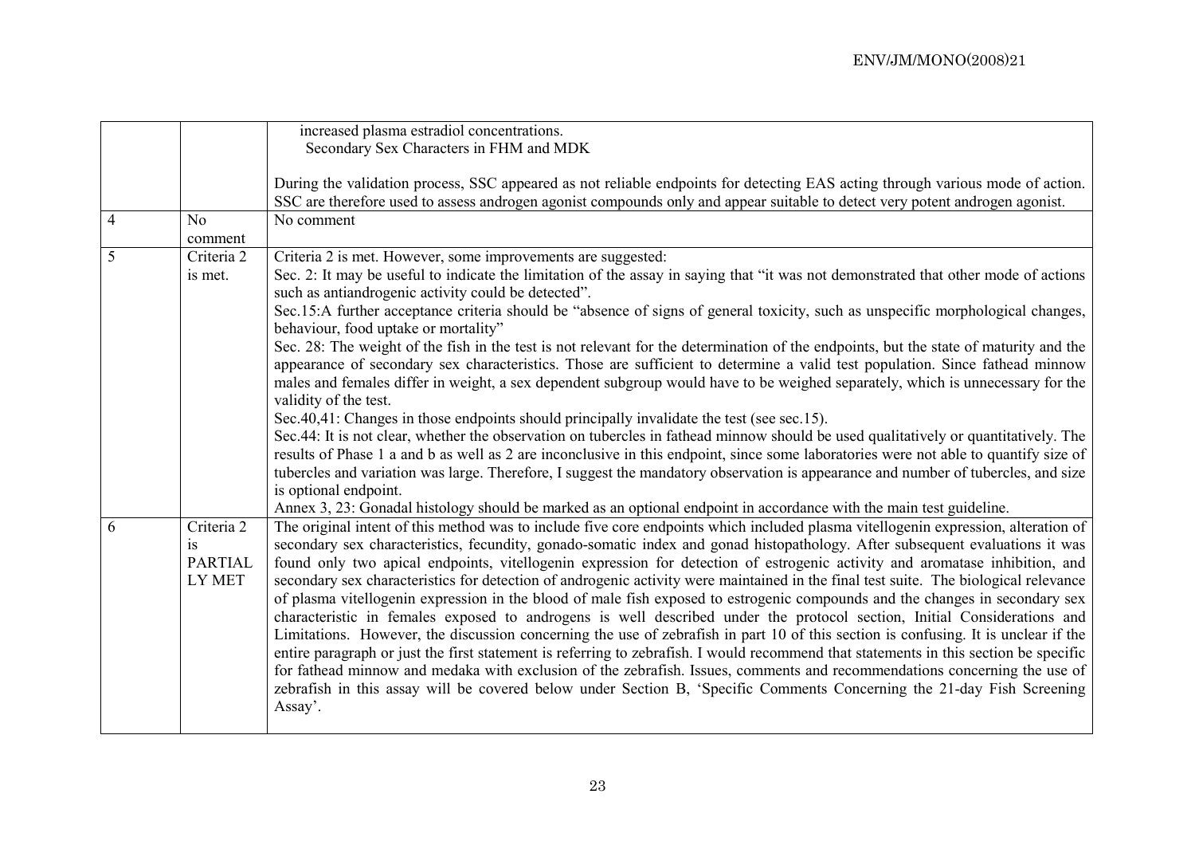| | | |
|---|---|---|
| | | increased plasma estradiol concentrations.<br>Secondary Sex Characters in FHM and MDK<br><br>During the validation process, SSC appeared as not reliable endpoints for detecting EAS acting through various mode of action. SSC are therefore used to assess androgen agonist compounds only and appear suitable to detect very potent androgen agonist. |
| 4 | No comment | No comment |
| 5 | Criteria 2 is met. | Criteria 2 is met. However, some improvements are suggested:<br>Sec. 2: It may be useful to indicate the limitation of the assay in saying that "it was not demonstrated that other mode of actions such as antiandrogenic activity could be detected".<br>Sec.15:A further acceptance criteria should be "absence of signs of general toxicity, such as unspecific morphological changes, behaviour, food uptake or mortality"<br>Sec. 28: The weight of the fish in the test is not relevant for the determination of the endpoints, but the state of maturity and the appearance of secondary sex characteristics. Those are sufficient to determine a valid test population. Since fathead minnow males and females differ in weight, a sex dependent subgroup would have to be weighed separately, which is unnecessary for the validity of the test.<br>Sec.40,41: Changes in those endpoints should principally invalidate the test (see sec.15).<br>Sec.44: It is not clear, whether the observation on tubercles in fathead minnow should be used qualitatively or quantitatively. The results of Phase 1 a and b as well as 2 are inconclusive in this endpoint, since some laboratories were not able to quantify size of tubercles and variation was large. Therefore, I suggest the mandatory observation is appearance and number of tubercles, and size is optional endpoint.<br>Annex 3, 23: Gonadal histology should be marked as an optional endpoint in accordance with the main test guideline. |
| 6 | Criteria 2 is PARTIALLY MET | The original intent of this method was to include five core endpoints which included plasma vitellogenin expression, alteration of secondary sex characteristics, fecundity, gonado-somatic index and gonad histopathology. After subsequent evaluations it was found only two apical endpoints, vitellogenin expression for detection of estrogenic activity and aromatase inhibition, and secondary sex characteristics for detection of androgenic activity were maintained in the final test suite. The biological relevance of plasma vitellogenin expression in the blood of male fish exposed to estrogenic compounds and the changes in secondary sex characteristic in females exposed to androgens is well described under the protocol section, Initial Considerations and Limitations. However, the discussion concerning the use of zebrafish in part 10 of this section is confusing. It is unclear if the entire paragraph or just the first statement is referring to zebrafish. I would recommend that statements in this section be specific for fathead minnow and medaka with exclusion of the zebrafish. Issues, comments and recommendations concerning the use of zebrafish in this assay will be covered below under Section B, 'Specific Comments Concerning the 21-day Fish Screening Assay'. |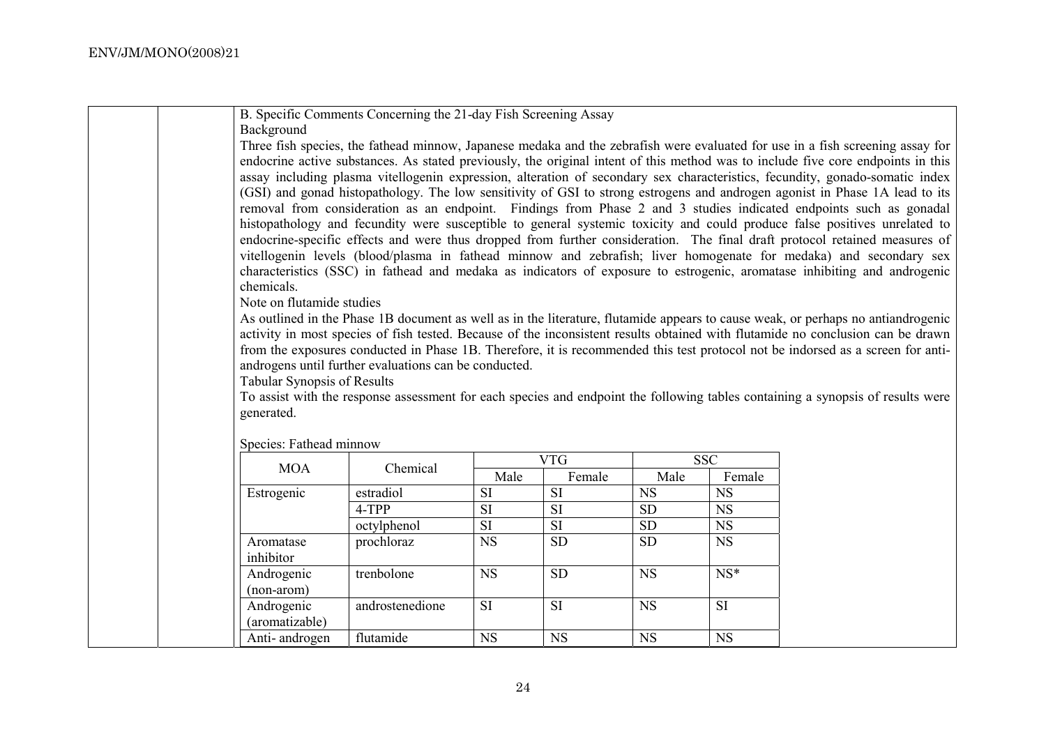B. Specific Comments Concerning the 21-day Fish Screening Assay

Background

Three fish species, the fathead minnow, Japanese medaka and the zebrafish were evaluated for use in a fish screening assay for endocrine active substances. As stated previously, the original intent of this method was to include five core endpoints in this assay including plasma vitellogenin expression, alteration of secondary sex characteristics, fecundity, gonado-somatic index (GSI) and gonad histopathology. The low sensitivity of GSI to strong estrogens and androgen agonist in Phase 1A lead to its removal from consideration as an endpoint. Findings from Phase 2 and 3 studies indicated endpoints such as gonadal histopathology and fecundity were susceptible to general systemic toxicity and could produce false positives unrelated to endocrine-specific effects and were thus dropped from further consideration. The final draft protocol retained measures of vitellogenin levels (blood/plasma in fathead minnow and zebrafish; liver homogenate for medaka) and secondary sex characteristics (SSC) in fathead and medaka as indicators of exposure to estrogenic, aromatase inhibiting and androgenic chemicals.

Note on flutamide studies

As outlined in the Phase 1B document as well as in the literature, flutamide appears to cause weak, or perhaps no antiandrogenic activity in most species of fish tested. Because of the inconsistent results obtained with flutamide no conclusion can be drawn from the exposures conducted in Phase 1B. Therefore, it is recommended this test protocol not be indorsed as a screen for anti-androgens until further evaluations can be conducted.

Tabular Synopsis of Results

To assist with the response assessment for each species and endpoint the following tables containing a synopsis of results were generated.

Species: Fathead minnow

| MOA | Chemical | VTG | | SSC | |
|---|---|---|---|---|---|
| | | Male | Female | Male | Female |
| Estrogenic | estradiol | SI | SI | NS | NS |
| | 4-TPP | SI | SI | SD | NS |
| | octylphenol | SI | SI | SD | NS |
| Aromatase inhibitor | prochloraz | NS | SD | SD | NS |
| Androgenic (non-arom) | trenbolone | NS | SD | NS | NS* |
| Androgenic (aromatizable) | androstenedione | SI | SI | NS | SI |
| Anti- androgen | flutamide | NS | NS | NS | NS |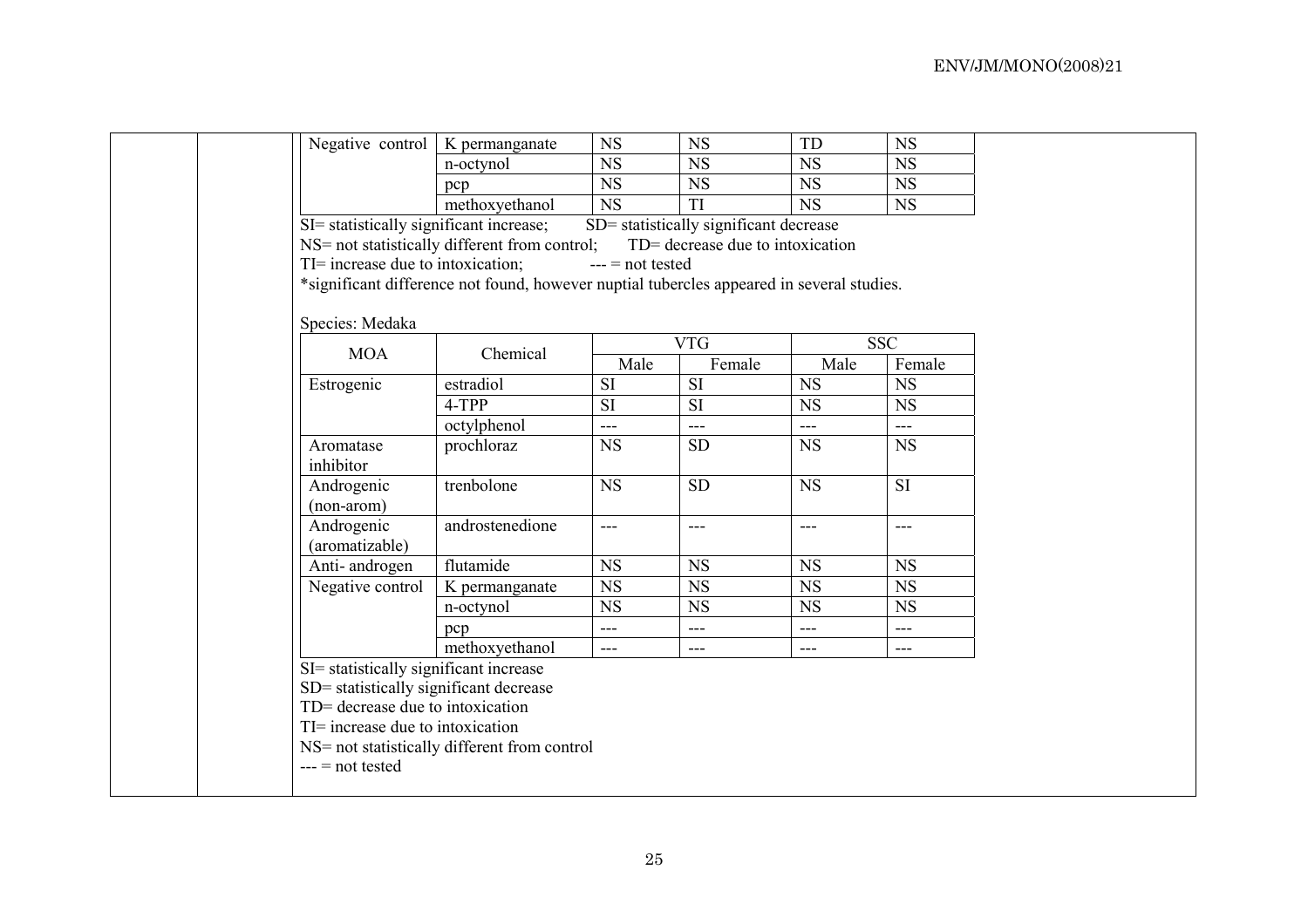| | | | | | |
|---|---|---|---|---|---|
| Negative control | K permanganate | NS | NS | TD | NS |
| | n-octynol | NS | NS | NS | NS |
| | pcp | NS | NS | NS | NS |
| | methoxyethanol | NS | TI | NS | NS |

SI= statistically significant increase; SD= statistically significant decrease
NS= not statistically different from control; TD= decrease due to intoxication
TI= increase due to intoxication; --- = not tested
*significant difference not found, however nuptial tubercles appeared in several studies.

Species: Medaka

| MOA | Chemical | VTG | | SSC | |
|---|---|---|---|---|---|
| | | Male | Female | Male | Female |
| Estrogenic | estradiol | SI | SI | NS | NS |
| | 4-TPP | SI | SI | NS | NS |
| | octylphenol | --- | --- | --- | --- |
| Aromatase inhibitor | prochloraz | NS | SD | NS | NS |
| Androgenic (non-arom) | trenbolone | NS | SD | NS | SI |
| Androgenic (aromatizable) | androstenedione | --- | --- | --- | --- |
| Anti- androgen | flutamide | NS | NS | NS | NS |
| Negative control | K permanganate | NS | NS | NS | NS |
| | n-octynol | NS | NS | NS | NS |
| | pcp | --- | --- | --- | --- |
| | methoxyethanol | --- | --- | --- | --- |

SI= statistically significant increase
SD= statistically significant decrease
TD= decrease due to intoxication
TI= increase due to intoxication
NS= not statistically different from control
--- = not tested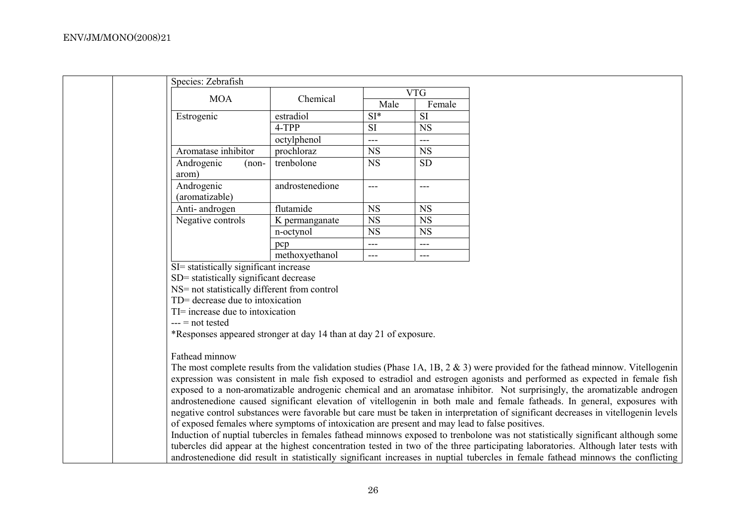Species: Zebrafish

| MOA | Chemical | VTG | |
|---|---|---|---|
| | | Male | Female |
| Estrogenic | estradiol | SI* | SI |
| | 4-TPP | SI | NS |
| | octylphenol | --- | --- |
| Aromatase inhibitor | prochloraz | NS | NS |
| Androgenic (non-arom) | trenbolone | NS | SD |
| Androgenic (aromatizable) | androstenedione | --- | --- |
| Anti- androgen | flutamide | NS | NS |
| Negative controls | K permanganate | NS | NS |
| | n-octynol | NS | NS |
| | pcp | --- | --- |
| | methoxyethanol | --- | --- |

SI= statistically significant increase
SD= statistically significant decrease
NS= not statistically different from control
TD= decrease due to intoxication
TI= increase due to intoxication
--- = not tested
*Responses appeared stronger at day 14 than at day 21 of exposure.

Fathead minnow

The most complete results from the validation studies (Phase 1A, 1B, 2 & 3) were provided for the fathead minnow. Vitellogenin expression was consistent in male fish exposed to estradiol and estrogen agonists and performed as expected in female fish exposed to a non-aromatizable androgenic chemical and an aromatase inhibitor. Not surprisingly, the aromatizable androgen androstenedione caused significant elevation of vitellogenin in both male and female fatheads. In general, exposures with negative control substances were favorable but care must be taken in interpretation of significant decreases in vitellogenin levels of exposed females where symptoms of intoxication are present and may lead to false positives.

Induction of nuptial tubercles in females fathead minnows exposed to trenbolone was not statistically significant although some tubercles did appear at the highest concentration tested in two of the three participating laboratories. Although later tests with androstenedione did result in statistically significant increases in nuptial tubercles in female fathead minnows the conflicting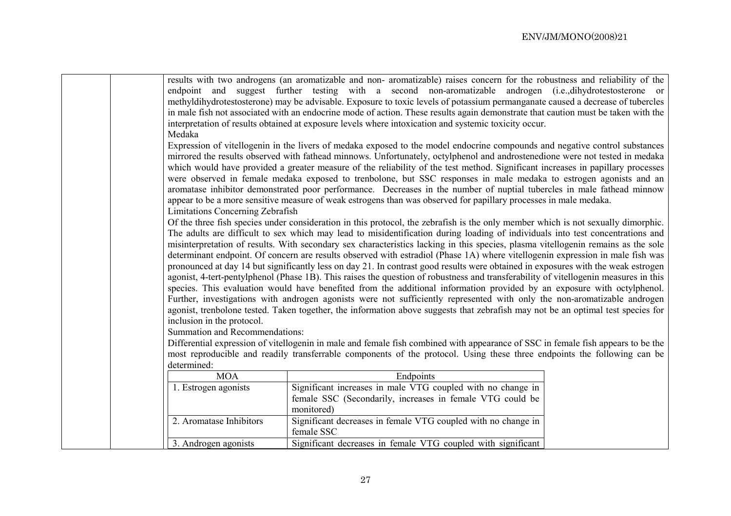results with two androgens (an aromatizable and non- aromatizable) raises concern for the robustness and reliability of the endpoint and suggest further testing with a second non-aromatizable androgen (i.e.,dihydrotestosterone or methyldihydrotestosterone) may be advisable. Exposure to toxic levels of potassium permanganate caused a decrease of tubercles in male fish not associated with an endocrine mode of action. These results again demonstrate that caution must be taken with the interpretation of results obtained at exposure levels where intoxication and systemic toxicity occur.

Medaka

Expression of vitellogenin in the livers of medaka exposed to the model endocrine compounds and negative control substances mirrored the results observed with fathead minnows. Unfortunately, octylphenol and androstenedione were not tested in medaka which would have provided a greater measure of the reliability of the test method. Significant increases in papillary processes were observed in female medaka exposed to trenbolone, but SSC responses in male medaka to estrogen agonists and an aromatase inhibitor demonstrated poor performance. Decreases in the number of nuptial tubercles in male fathead minnow appear to be a more sensitive measure of weak estrogens than was observed for papillary processes in male medaka.

Limitations Concerning Zebrafish

Of the three fish species under consideration in this protocol, the zebrafish is the only member which is not sexually dimorphic. The adults are difficult to sex which may lead to misidentification during loading of individuals into test concentrations and misinterpretation of results. With secondary sex characteristics lacking in this species, plasma vitellogenin remains as the sole determinant endpoint. Of concern are results observed with estradiol (Phase 1A) where vitellogenin expression in male fish was pronounced at day 14 but significantly less on day 21. In contrast good results were obtained in exposures with the weak estrogen agonist, 4-tert-pentylphenol (Phase 1B). This raises the question of robustness and transferability of vitellogenin measures in this species. This evaluation would have benefited from the additional information provided by an exposure with octylphenol. Further, investigations with androgen agonists were not sufficiently represented with only the non-aromatizable androgen agonist, trenbolone tested. Taken together, the information above suggests that zebrafish may not be an optimal test species for inclusion in the protocol.

Summation and Recommendations:

Differential expression of vitellogenin in male and female fish combined with appearance of SSC in female fish appears to be the most reproducible and readily transferrable components of the protocol. Using these three endpoints the following can be determined:

| MOA | Endpoints |
|---|---|
| 1. Estrogen agonists | Significant increases in male VTG coupled with no change in female SSC (Secondarily, increases in female VTG could be monitored) |
| 2. Aromatase Inhibitors | Significant decreases in female VTG coupled with no change in female SSC |
| 3. Androgen agonists | Significant decreases in female VTG coupled with significant |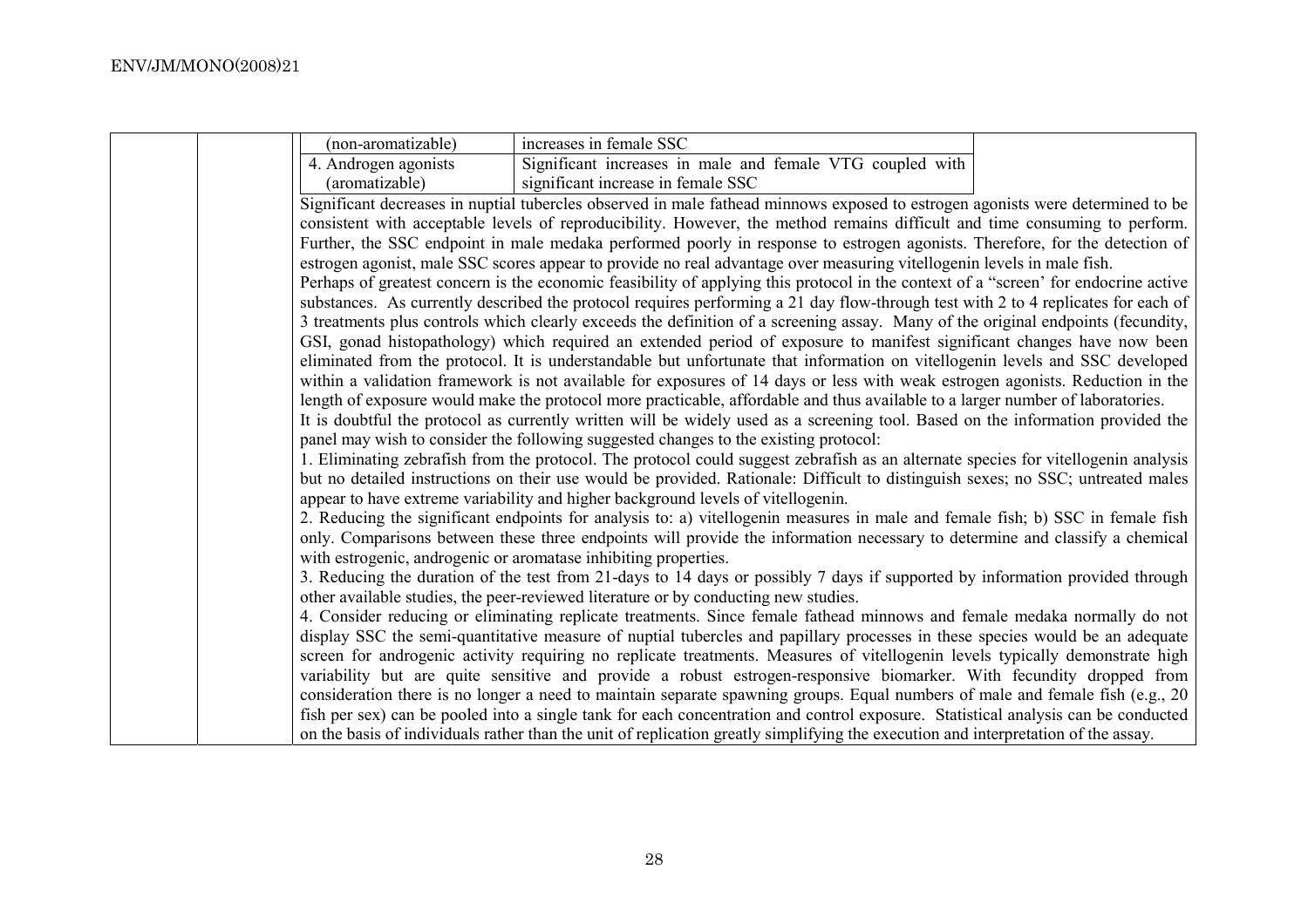| | |
|---|---|
| (non-aromatizable) | increases in female SSC |
| 4. Androgen agonists (aromatizable) | Significant increases in male and female VTG coupled with significant increase in female SSC |

Significant decreases in nuptial tubercles observed in male fathead minnows exposed to estrogen agonists were determined to be consistent with acceptable levels of reproducibility. However, the method remains difficult and time consuming to perform. Further, the SSC endpoint in male medaka performed poorly in response to estrogen agonists. Therefore, for the detection of estrogen agonist, male SSC scores appear to provide no real advantage over measuring vitellogenin levels in male fish.

Perhaps of greatest concern is the economic feasibility of applying this protocol in the context of a "screen' for endocrine active substances. As currently described the protocol requires performing a 21 day flow-through test with 2 to 4 replicates for each of 3 treatments plus controls which clearly exceeds the definition of a screening assay. Many of the original endpoints (fecundity, GSI, gonad histopathology) which required an extended period of exposure to manifest significant changes have now been eliminated from the protocol. It is understandable but unfortunate that information on vitellogenin levels and SSC developed within a validation framework is not available for exposures of 14 days or less with weak estrogen agonists. Reduction in the length of exposure would make the protocol more practicable, affordable and thus available to a larger number of laboratories.

It is doubtful the protocol as currently written will be widely used as a screening tool. Based on the information provided the panel may wish to consider the following suggested changes to the existing protocol:

1. Eliminating zebrafish from the protocol. The protocol could suggest zebrafish as an alternate species for vitellogenin analysis but no detailed instructions on their use would be provided. Rationale: Difficult to distinguish sexes; no SSC; untreated males appear to have extreme variability and higher background levels of vitellogenin.
2. Reducing the significant endpoints for analysis to: a) vitellogenin measures in male and female fish; b) SSC in female fish only. Comparisons between these three endpoints will provide the information necessary to determine and classify a chemical with estrogenic, androgenic or aromatase inhibiting properties.
3. Reducing the duration of the test from 21-days to 14 days or possibly 7 days if supported by information provided through other available studies, the peer-reviewed literature or by conducting new studies.
4. Consider reducing or eliminating replicate treatments. Since female fathead minnows and female medaka normally do not display SSC the semi-quantitative measure of nuptial tubercles and papillary processes in these species would be an adequate screen for androgenic activity requiring no replicate treatments. Measures of vitellogenin levels typically demonstrate high variability but are quite sensitive and provide a robust estrogen-responsive biomarker. With fecundity dropped from consideration there is no longer a need to maintain separate spawning groups. Equal numbers of male and female fish (e.g., 20 fish per sex) can be pooled into a single tank for each concentration and control exposure. Statistical analysis can be conducted on the basis of individuals rather than the unit of replication greatly simplifying the execution and interpretation of the assay.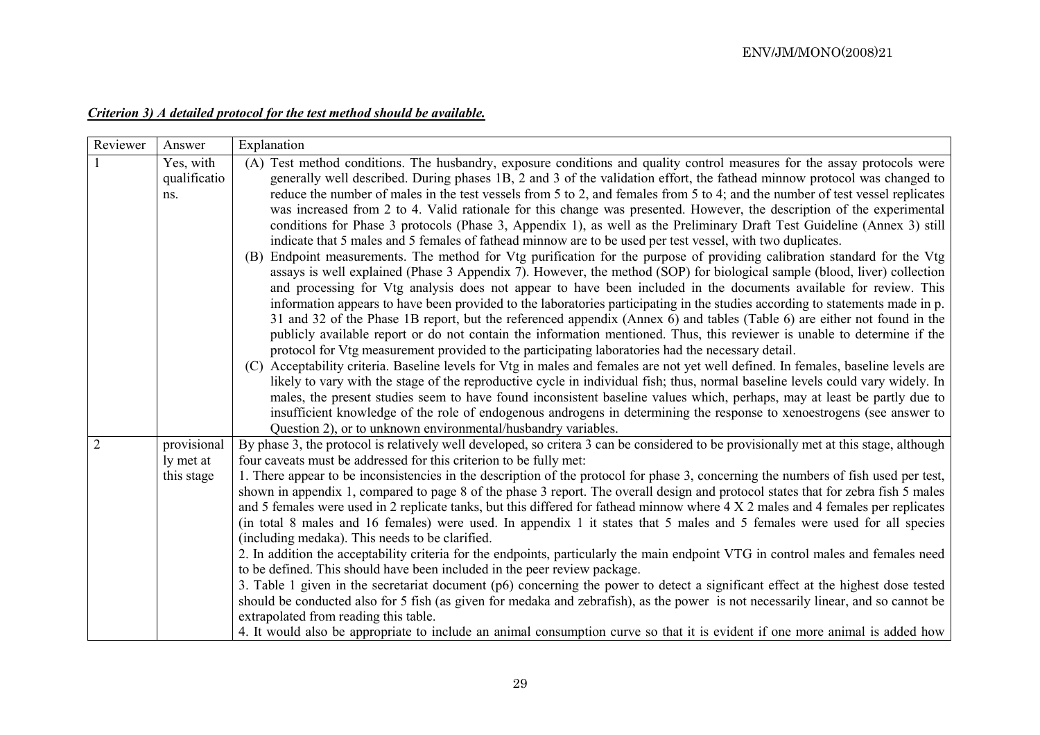***Criterion 3) A detailed protocol for the test method should be available.***

| Reviewer | Answer | Explanation |
|---|---|---|
| 1 | Yes, with qualifications. | (A) Test method conditions. The husbandry, exposure conditions and quality control measures for the assay protocols were generally well described. During phases 1B, 2 and 3 of the validation effort, the fathead minnow protocol was changed to reduce the number of males in the test vessels from 5 to 2, and females from 5 to 4; and the number of test vessel replicates was increased from 2 to 4. Valid rationale for this change was presented. However, the description of the experimental conditions for Phase 3 protocols (Phase 3, Appendix 1), as well as the Preliminary Draft Test Guideline (Annex 3) still indicate that 5 males and 5 females of fathead minnow are to be used per test vessel, with two duplicates.<br>(B) Endpoint measurements. The method for Vtg purification for the purpose of providing calibration standard for the Vtg assays is well explained (Phase 3 Appendix 7). However, the method (SOP) for biological sample (blood, liver) collection and processing for Vtg analysis does not appear to have been included in the documents available for review. This information appears to have been provided to the laboratories participating in the studies according to statements made in p. 31 and 32 of the Phase 1B report, but the referenced appendix (Annex 6) and tables (Table 6) are either not found in the publicly available report or do not contain the information mentioned. Thus, this reviewer is unable to determine if the protocol for Vtg measurement provided to the participating laboratories had the necessary detail.<br>(C) Acceptability criteria. Baseline levels for Vtg in males and females are not yet well defined. In females, baseline levels are likely to vary with the stage of the reproductive cycle in individual fish; thus, normal baseline levels could vary widely. In males, the present studies seem to have found inconsistent baseline values which, perhaps, may at least be partly due to insufficient knowledge of the role of endogenous androgens in determining the response to xenoestrogens (see answer to Question 2), or to unknown environmental/husbandry variables. |
| 2 | provisionally met at this stage | By phase 3, the protocol is relatively well developed, so critera 3 can be considered to be provisionally met at this stage, although four caveats must be addressed for this criterion to be fully met:<br>1. There appear to be inconsistencies in the description of the protocol for phase 3, concerning the numbers of fish used per test, shown in appendix 1, compared to page 8 of the phase 3 report. The overall design and protocol states that for zebra fish 5 males and 5 females were used in 2 replicate tanks, but this differed for fathead minnow where 4 X 2 males and 4 females per replicates (in total 8 males and 16 females) were used. In appendix 1 it states that 5 males and 5 females were used for all species (including medaka). This needs to be clarified.<br>2. In addition the acceptability criteria for the endpoints, particularly the main endpoint VTG in control males and females need to be defined. This should have been included in the peer review package.<br>3. Table 1 given in the secretariat document (p6) concerning the power to detect a significant effect at the highest dose tested should be conducted also for 5 fish (as given for medaka and zebrafish), as the power is not necessarily linear, and so cannot be extrapolated from reading this table.<br>4. It would also be appropriate to include an animal consumption curve so that it is evident if one more animal is added how |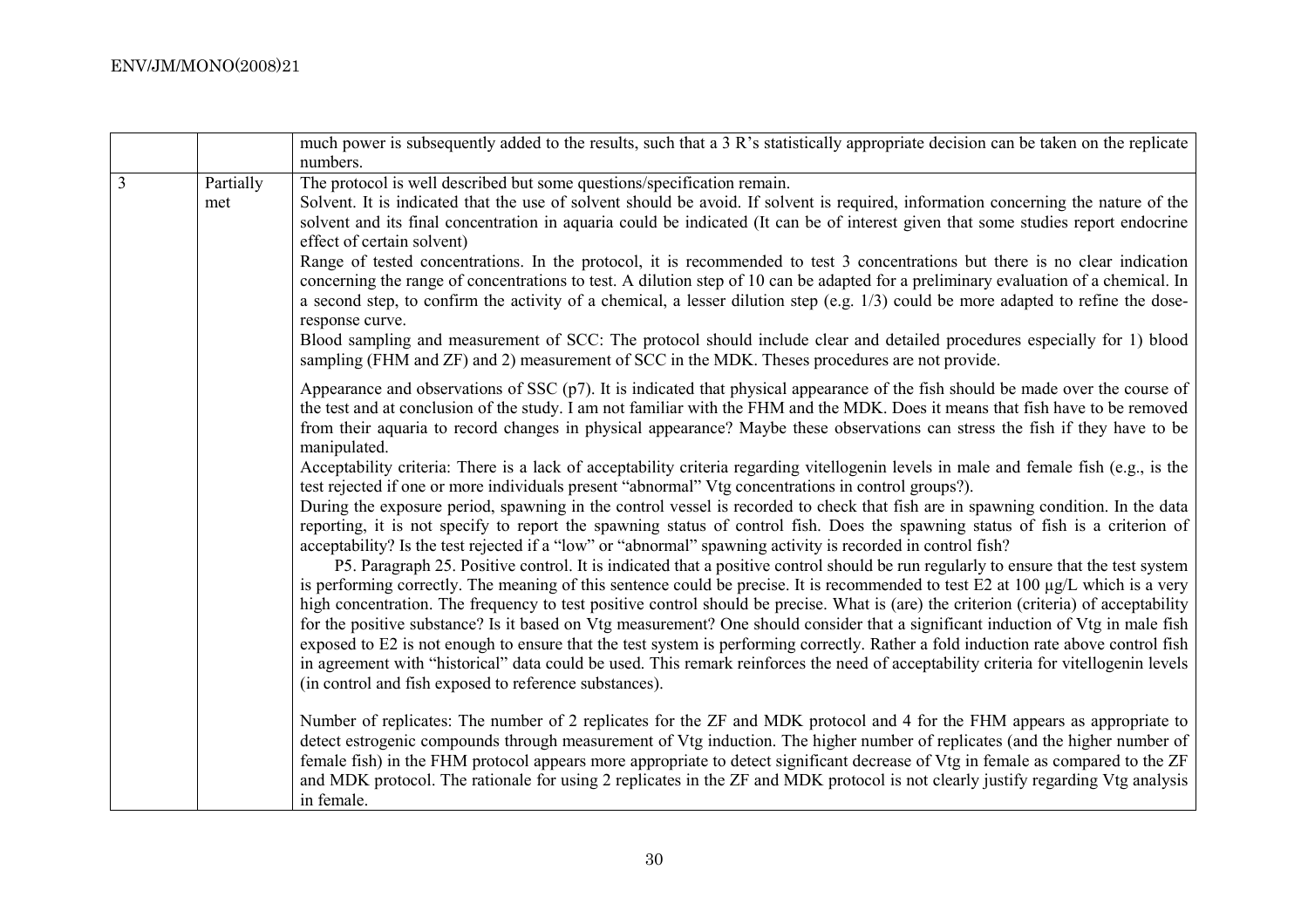| | | |
|---|---|---|
| | | much power is subsequently added to the results, such that a 3 R's statistically appropriate decision can be taken on the replicate numbers. |
| 3 | Partially met | The protocol is well described but some questions/specification remain.<br>Solvent. It is indicated that the use of solvent should be avoid. If solvent is required, information concerning the nature of the solvent and its final concentration in aquaria could be indicated (It can be of interest given that some studies report endocrine effect of certain solvent)<br>Range of tested concentrations. In the protocol, it is recommended to test 3 concentrations but there is no clear indication concerning the range of concentrations to test. A dilution step of 10 can be adapted for a preliminary evaluation of a chemical. In a second step, to confirm the activity of a chemical, a lesser dilution step (e.g. 1/3) could be more adapted to refine the dose-response curve.<br>Blood sampling and measurement of SCC: The protocol should include clear and detailed procedures especially for 1) blood sampling (FHM and ZF) and 2) measurement of SCC in the MDK. Theses procedures are not provide.<br><br>Appearance and observations of SSC (p7). It is indicated that physical appearance of the fish should be made over the course of the test and at conclusion of the study. I am not familiar with the FHM and the MDK. Does it means that fish have to be removed from their aquaria to record changes in physical appearance? Maybe these observations can stress the fish if they have to be manipulated.<br>Acceptability criteria: There is a lack of acceptability criteria regarding vitellogenin levels in male and female fish (e.g., is the test rejected if one or more individuals present "abnormal" Vtg concentrations in control groups?).<br>During the exposure period, spawning in the control vessel is recorded to check that fish are in spawning condition. In the data reporting, it is not specify to report the spawning status of control fish. Does the spawning status of fish is a criterion of acceptability? Is the test rejected if a "low" or "abnormal" spawning activity is recorded in control fish?<br>P5. Paragraph 25. Positive control. It is indicated that a positive control should be run regularly to ensure that the test system is performing correctly. The meaning of this sentence could be precise. It is recommended to test E2 at 100 µg/L which is a very high concentration. The frequency to test positive control should be precise. What is (are) the criterion (criteria) of acceptability for the positive substance? Is it based on Vtg measurement? One should consider that a significant induction of Vtg in male fish exposed to E2 is not enough to ensure that the test system is performing correctly. Rather a fold induction rate above control fish in agreement with "historical" data could be used. This remark reinforces the need of acceptability criteria for vitellogenin levels (in control and fish exposed to reference substances).<br><br>Number of replicates: The number of 2 replicates for the ZF and MDK protocol and 4 for the FHM appears as appropriate to detect estrogenic compounds through measurement of Vtg induction. The higher number of replicates (and the higher number of female fish) in the FHM protocol appears more appropriate to detect significant decrease of Vtg in female as compared to the ZF and MDK protocol. The rationale for using 2 replicates in the ZF and MDK protocol is not clearly justify regarding Vtg analysis in female. |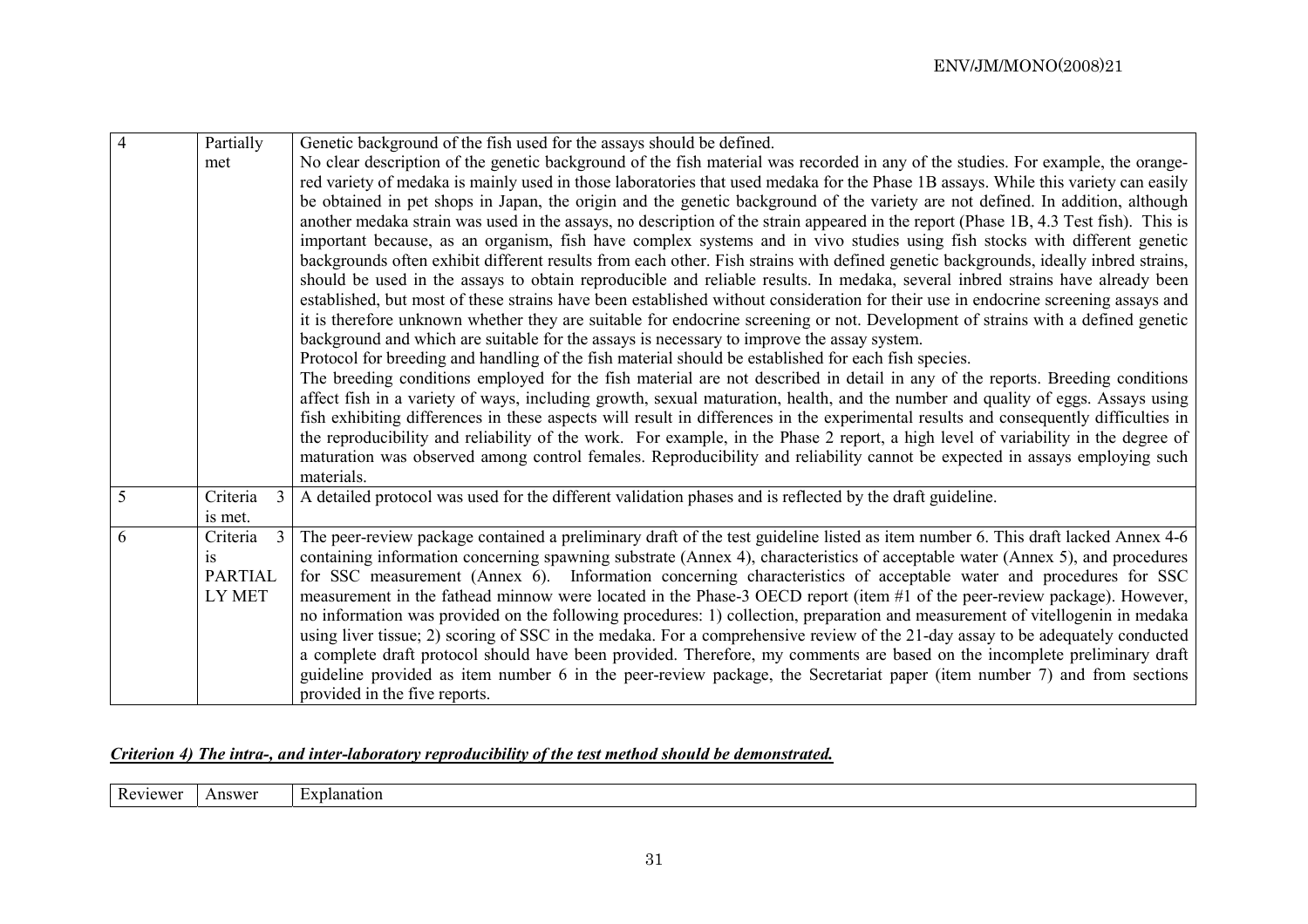| | | |
|---|---|---|
| 4 | Partially met | Genetic background of the fish used for the assays should be defined.<br>No clear description of the genetic background of the fish material was recorded in any of the studies. For example, the orange-red variety of medaka is mainly used in those laboratories that used medaka for the Phase 1B assays. While this variety can easily be obtained in pet shops in Japan, the origin and the genetic background of the variety are not defined. In addition, although another medaka strain was used in the assays, no description of the strain appeared in the report (Phase 1B, 4.3 Test fish). This is important because, as an organism, fish have complex systems and in vivo studies using fish stocks with different genetic backgrounds often exhibit different results from each other. Fish strains with defined genetic backgrounds, ideally inbred strains, should be used in the assays to obtain reproducible and reliable results. In medaka, several inbred strains have already been established, but most of these strains have been established without consideration for their use in endocrine screening assays and it is therefore unknown whether they are suitable for endocrine screening or not. Development of strains with a defined genetic background and which are suitable for the assays is necessary to improve the assay system.<br>Protocol for breeding and handling of the fish material should be established for each fish species.<br>The breeding conditions employed for the fish material are not described in detail in any of the reports. Breeding conditions affect fish in a variety of ways, including growth, sexual maturation, health, and the number and quality of eggs. Assays using fish exhibiting differences in these aspects will result in differences in the experimental results and consequently difficulties in the reproducibility and reliability of the work. For example, in the Phase 2 report, a high level of variability in the degree of maturation was observed among control females. Reproducibility and reliability cannot be expected in assays employing such materials. |
| 5 | Criteria 3 is met. | A detailed protocol was used for the different validation phases and is reflected by the draft guideline. |
| 6 | Criteria 3 is PARTIALLY MET | The peer-review package contained a preliminary draft of the test guideline listed as item number 6. This draft lacked Annex 4-6 containing information concerning spawning substrate (Annex 4), characteristics of acceptable water (Annex 5), and procedures for SSC measurement (Annex 6). Information concerning characteristics of acceptable water and procedures for SSC measurement in the fathead minnow were located in the Phase-3 OECD report (item #1 of the peer-review package). However, no information was provided on the following procedures: 1) collection, preparation and measurement of vitellogenin in medaka using liver tissue; 2) scoring of SSC in the medaka. For a comprehensive review of the 21-day assay to be adequately conducted a complete draft protocol should have been provided. Therefore, my comments are based on the incomplete preliminary draft guideline provided as item number 6 in the peer-review package, the Secretariat paper (item number 7) and from sections provided in the five reports. |

***Criterion 4) The intra-, and inter-laboratory reproducibility of the test method should be demonstrated.***

| Reviewer | Answer | Explanation |
|---|---|---|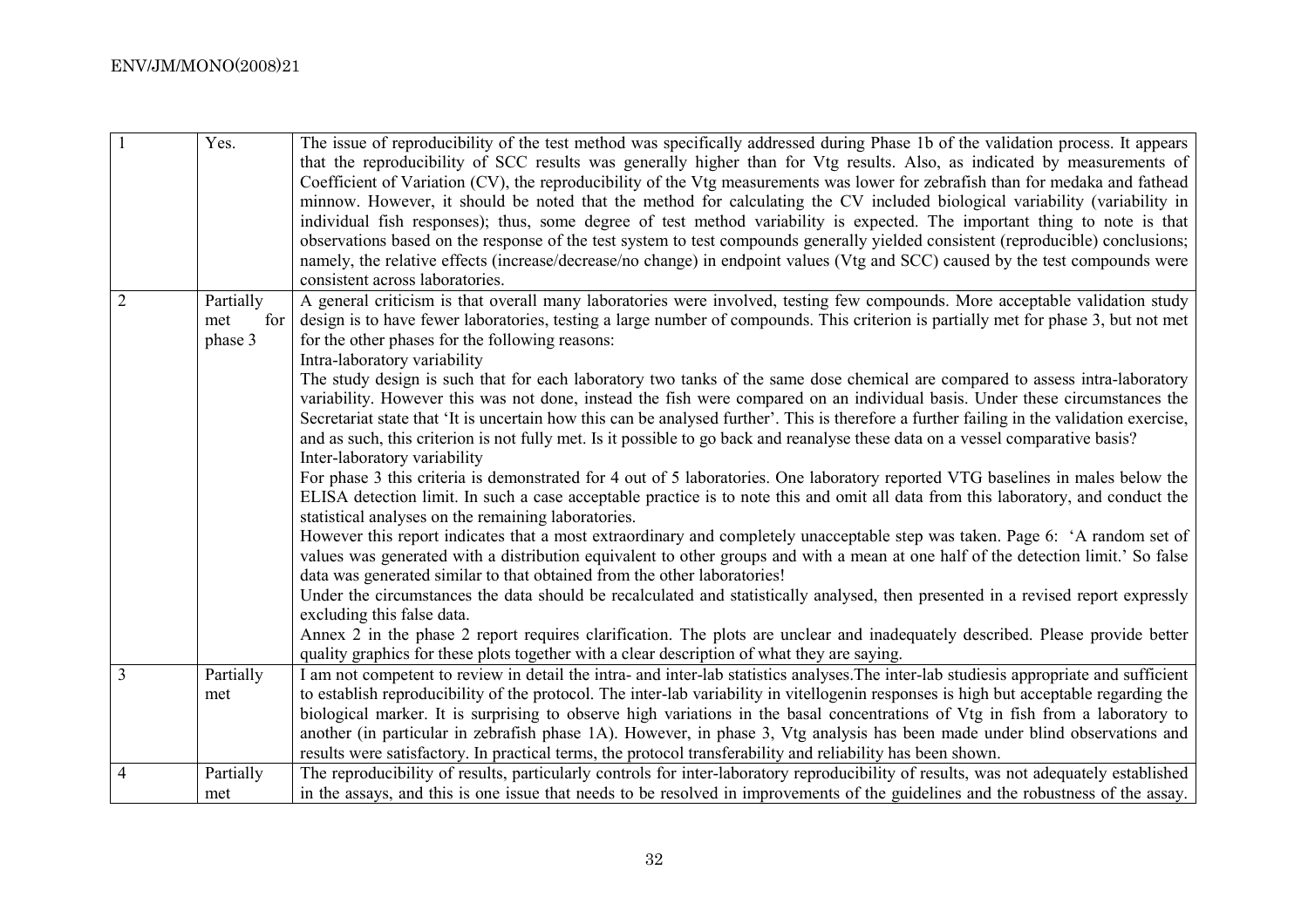| | | |
|---|---|---|
| 1 | Yes. | The issue of reproducibility of the test method was specifically addressed during Phase 1b of the validation process. It appears that the reproducibility of SCC results was generally higher than for Vtg results. Also, as indicated by measurements of Coefficient of Variation (CV), the reproducibility of the Vtg measurements was lower for zebrafish than for medaka and fathead minnow. However, it should be noted that the method for calculating the CV included biological variability (variability in individual fish responses); thus, some degree of test method variability is expected. The important thing to note is that observations based on the response of the test system to test compounds generally yielded consistent (reproducible) conclusions; namely, the relative effects (increase/decrease/no change) in endpoint values (Vtg and SCC) caused by the test compounds were consistent across laboratories. |
| 2 | Partially met for phase 3 | A general criticism is that overall many laboratories were involved, testing few compounds. More acceptable validation study design is to have fewer laboratories, testing a large number of compounds. This criterion is partially met for phase 3, but not met for the other phases for the following reasons:<br>Intra-laboratory variability<br>The study design is such that for each laboratory two tanks of the same dose chemical are compared to assess intra-laboratory variability. However this was not done, instead the fish were compared on an individual basis. Under these circumstances the Secretariat state that 'It is uncertain how this can be analysed further'. This is therefore a further failing in the validation exercise, and as such, this criterion is not fully met. Is it possible to go back and reanalyse these data on a vessel comparative basis?<br>Inter-laboratory variability<br>For phase 3 this criteria is demonstrated for 4 out of 5 laboratories. One laboratory reported VTG baselines in males below the ELISA detection limit. In such a case acceptable practice is to note this and omit all data from this laboratory, and conduct the statistical analyses on the remaining laboratories.<br>However this report indicates that a most extraordinary and completely unacceptable step was taken. Page 6: 'A random set of values was generated with a distribution equivalent to other groups and with a mean at one half of the detection limit.' So false data was generated similar to that obtained from the other laboratories!<br>Under the circumstances the data should be recalculated and statistically analysed, then presented in a revised report expressly excluding this false data.<br>Annex 2 in the phase 2 report requires clarification. The plots are unclear and inadequately described. Please provide better quality graphics for these plots together with a clear description of what they are saying. |
| 3 | Partially met | I am not competent to review in detail the intra- and inter-lab statistics analyses.The inter-lab studiesis appropriate and sufficient to establish reproducibility of the protocol. The inter-lab variability in vitellogenin responses is high but acceptable regarding the biological marker. It is surprising to observe high variations in the basal concentrations of Vtg in fish from a laboratory to another (in particular in zebrafish phase 1A). However, in phase 3, Vtg analysis has been made under blind observations and results were satisfactory. In practical terms, the protocol transferability and reliability has been shown. |
| 4 | Partially met | The reproducibility of results, particularly controls for inter-laboratory reproducibility of results, was not adequately established in the assays, and this is one issue that needs to be resolved in improvements of the guidelines and the robustness of the assay. |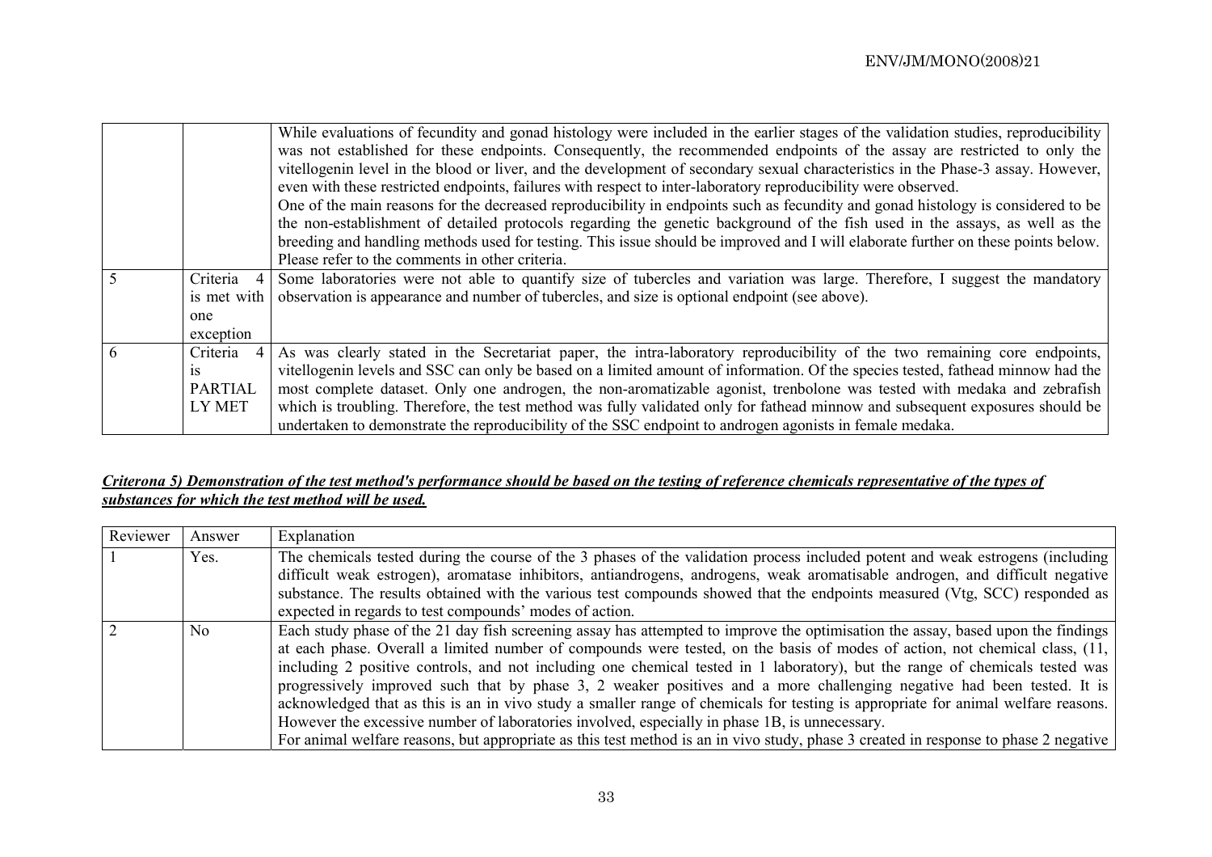| | | |
|---|---|---|
| | | While evaluations of fecundity and gonad histology were included in the earlier stages of the validation studies, reproducibility was not established for these endpoints. Consequently, the recommended endpoints of the assay are restricted to only the vitellogenin level in the blood or liver, and the development of secondary sexual characteristics in the Phase-3 assay. However, even with these restricted endpoints, failures with respect to inter-laboratory reproducibility were observed. One of the main reasons for the decreased reproducibility in endpoints such as fecundity and gonad histology is considered to be the non-establishment of detailed protocols regarding the genetic background of the fish used in the assays, as well as the breeding and handling methods used for testing. This issue should be improved and I will elaborate further on these points below. Please refer to the comments in other criteria. |
| 5 | Criteria 4 is met with one exception | Some laboratories were not able to quantify size of tubercles and variation was large. Therefore, I suggest the mandatory observation is appearance and number of tubercles, and size is optional endpoint (see above). |
| 6 | Criteria 4 is PARTIALLY MET | As was clearly stated in the Secretariat paper, the intra-laboratory reproducibility of the two remaining core endpoints, vitellogenin levels and SSC can only be based on a limited amount of information. Of the species tested, fathead minnow had the most complete dataset. Only one androgen, the non-aromatizable agonist, trenbolone was tested with medaka and zebrafish which is troubling. Therefore, the test method was fully validated only for fathead minnow and subsequent exposures should be undertaken to demonstrate the reproducibility of the SSC endpoint to androgen agonists in female medaka. |

***__Criterona 5) Demonstration of the test method's performance should be based on the testing of reference chemicals representative of the types of substances for which the test method will be used.__***

| Reviewer | Answer | Explanation |
|---|---|---|
| 1 | Yes. | The chemicals tested during the course of the 3 phases of the validation process included potent and weak estrogens (including difficult weak estrogen), aromatase inhibitors, antiandrogens, androgens, weak aromatisable androgen, and difficult negative substance. The results obtained with the various test compounds showed that the endpoints measured (Vtg, SCC) responded as expected in regards to test compounds' modes of action. |
| 2 | No | Each study phase of the 21 day fish screening assay has attempted to improve the optimisation the assay, based upon the findings at each phase. Overall a limited number of compounds were tested, on the basis of modes of action, not chemical class, (11, including 2 positive controls, and not including one chemical tested in 1 laboratory), but the range of chemicals tested was progressively improved such that by phase 3, 2 weaker positives and a more challenging negative had been tested. It is acknowledged that as this is an in vivo study a smaller range of chemicals for testing is appropriate for animal welfare reasons. However the excessive number of laboratories involved, especially in phase 1B, is unnecessary. For animal welfare reasons, but appropriate as this test method is an in vivo study, phase 3 created in response to phase 2 negative |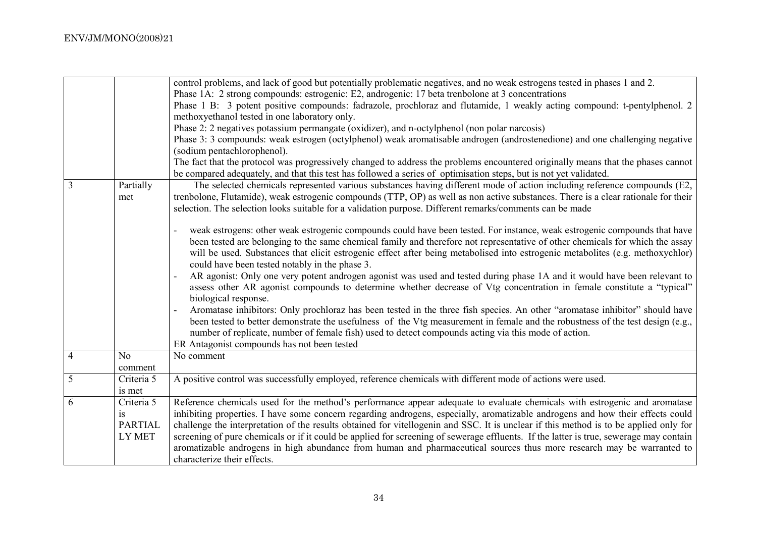| | | |
|---|---|---|
| | | control problems, and lack of good but potentially problematic negatives, and no weak estrogens tested in phases 1 and 2.<br>Phase 1A: 2 strong compounds: estrogenic: E2, androgenic: 17 beta trenbolone at 3 concentrations<br>Phase 1 B: 3 potent positive compounds: fadrazole, prochloraz and flutamide, 1 weakly acting compound: t-pentylphenol. 2 methoxyethanol tested in one laboratory only.<br>Phase 2: 2 negatives potassium permangate (oxidizer), and n-octylphenol (non polar narcosis)<br>Phase 3: 3 compounds: weak estrogen (octylphenol) weak aromatisable androgen (androstenedione) and one challenging negative (sodium pentachlorophenol).<br>The fact that the protocol was progressively changed to address the problems encountered originally means that the phases cannot be compared adequately, and that this test has followed a series of optimisation steps, but is not yet validated. |
| 3 | Partially met | The selected chemicals represented various substances having different mode of action including reference compounds (E2, trenbolone, Flutamide), weak estrogenic compounds (TTP, OP) as well as non active substances. There is a clear rationale for their selection. The selection looks suitable for a validation purpose. Different remarks/comments can be made<br><br>- weak estrogens: other weak estrogenic compounds could have been tested. For instance, weak estrogenic compounds that have been tested are belonging to the same chemical family and therefore not representative of other chemicals for which the assay will be used. Substances that elicit estrogenic effect after being metabolised into estrogenic metabolites (e.g. methoxychlor) could have been tested notably in the phase 3.<br>- AR agonist: Only one very potent androgen agonist was used and tested during phase 1A and it would have been relevant to assess other AR agonist compounds to determine whether decrease of Vtg concentration in female constitute a "typical" biological response.<br>- Aromatase inhibitors: Only prochloraz has been tested in the three fish species. An other "aromatase inhibitor" should have been tested to better demonstrate the usefulness of the Vtg measurement in female and the robustness of the test design (e.g., number of replicate, number of female fish) used to detect compounds acting via this mode of action.<br><br>ER Antagonist compounds has not been tested |
| 4 | No comment | No comment |
| 5 | Criteria 5 is met | A positive control was successfully employed, reference chemicals with different mode of actions were used. |
| 6 | Criteria 5 is PARTIALLY MET | Reference chemicals used for the method's performance appear adequate to evaluate chemicals with estrogenic and aromatase inhibiting properties. I have some concern regarding androgens, especially, aromatizable androgens and how their effects could challenge the interpretation of the results obtained for vitellogenin and SSC. It is unclear if this method is to be applied only for screening of pure chemicals or if it could be applied for screening of sewerage effluents. If the latter is true, sewerage may contain aromatizable androgens in high abundance from human and pharmaceutical sources thus more research may be warranted to characterize their effects. |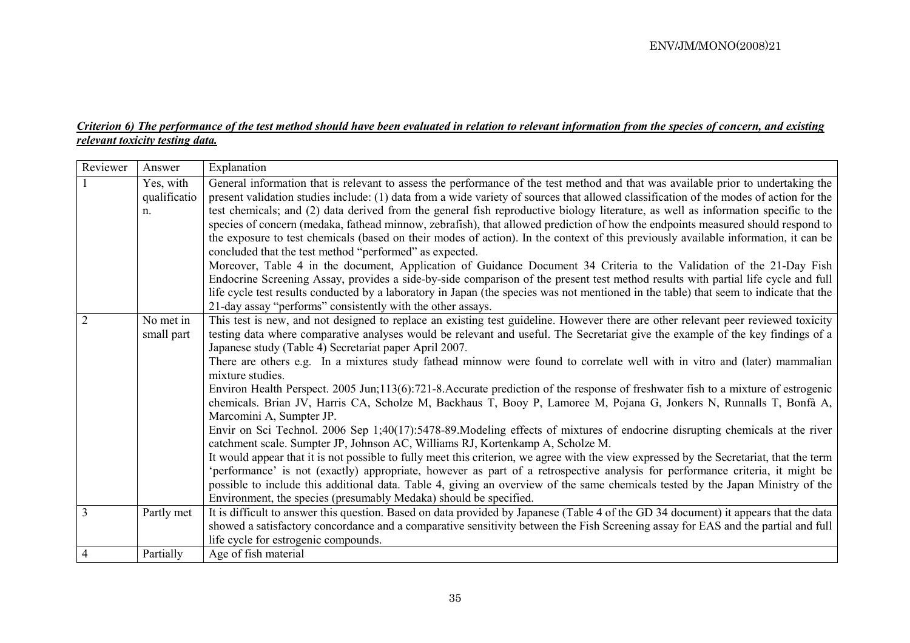***Criterion 6) The performance of the test method should have been evaluated in relation to relevant information from the species of concern, and existing relevant toxicity testing data.***

| Reviewer | Answer | Explanation |
|---|---|---|
| 1 | Yes, with qualification. | General information that is relevant to assess the performance of the test method and that was available prior to undertaking the present validation studies include: (1) data from a wide variety of sources that allowed classification of the modes of action for the test chemicals; and (2) data derived from the general fish reproductive biology literature, as well as information specific to the species of concern (medaka, fathead minnow, zebrafish), that allowed prediction of how the endpoints measured should respond to the exposure to test chemicals (based on their modes of action). In the context of this previously available information, it can be concluded that the test method "performed" as expected.<br>Moreover, Table 4 in the document, Application of Guidance Document 34 Criteria to the Validation of the 21-Day Fish Endocrine Screening Assay, provides a side-by-side comparison of the present test method results with partial life cycle and full life cycle test results conducted by a laboratory in Japan (the species was not mentioned in the table) that seem to indicate that the 21-day assay "performs" consistently with the other assays. |
| 2 | No met in small part | This test is new, and not designed to replace an existing test guideline. However there are other relevant peer reviewed toxicity testing data where comparative analyses would be relevant and useful. The Secretariat give the example of the key findings of a Japanese study (Table 4) Secretariat paper April 2007.<br>There are others e.g. In a mixtures study fathead minnow were found to correlate well with in vitro and (later) mammalian mixture studies.<br>Environ Health Perspect. 2005 Jun;113(6):721-8.Accurate prediction of the response of freshwater fish to a mixture of estrogenic chemicals. Brian JV, Harris CA, Scholze M, Backhaus T, Booy P, Lamoree M, Pojana G, Jonkers N, Runnalls T, Bonfà A, Marcomini A, Sumpter JP.<br>Envir on Sci Technol. 2006 Sep 1;40(17):5478-89.Modeling effects of mixtures of endocrine disrupting chemicals at the river catchment scale. Sumpter JP, Johnson AC, Williams RJ, Kortenkamp A, Scholze M.<br>It would appear that it is not possible to fully meet this criterion, we agree with the view expressed by the Secretariat, that the term 'performance' is not (exactly) appropriate, however as part of a retrospective analysis for performance criteria, it might be possible to include this additional data. Table 4, giving an overview of the same chemicals tested by the Japan Ministry of the Environment, the species (presumably Medaka) should be specified. |
| 3 | Partly met | It is difficult to answer this question. Based on data provided by Japanese (Table 4 of the GD 34 document) it appears that the data showed a satisfactory concordance and a comparative sensitivity between the Fish Screening assay for EAS and the partial and full life cycle for estrogenic compounds. |
| 4 | Partially | Age of fish material |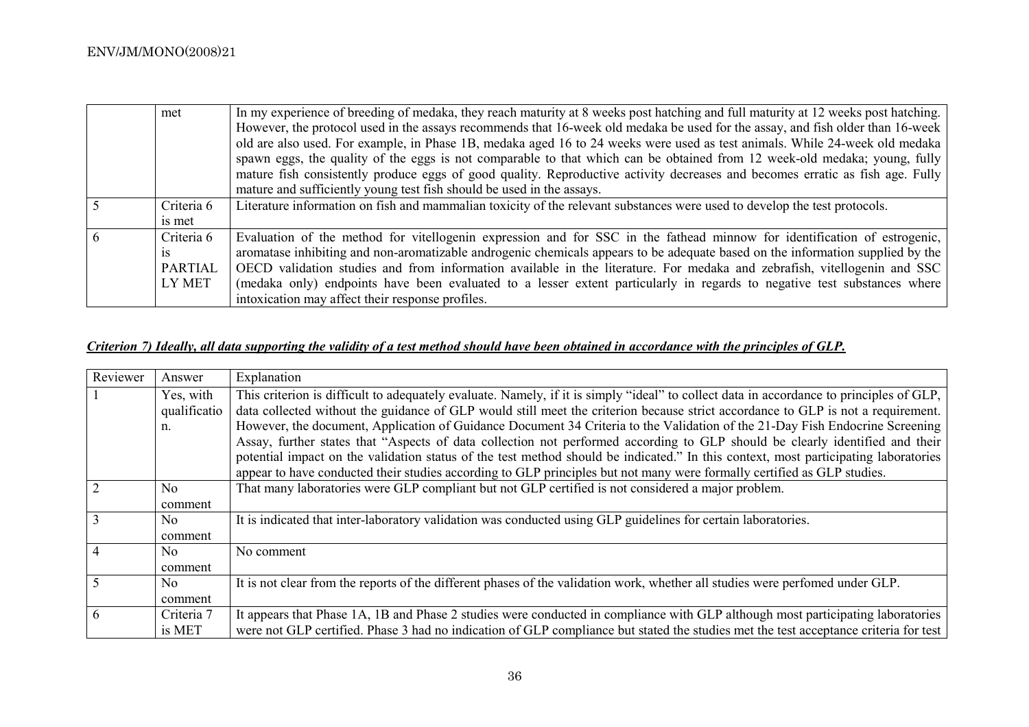|  | met | In my experience of breeding of medaka, they reach maturity at 8 weeks post hatching and full maturity at 12 weeks post hatching. However, the protocol used in the assays recommends that 16-week old medaka be used for the assay, and fish older than 16-week old are also used. For example, in Phase 1B, medaka aged 16 to 24 weeks were used as test animals. While 24-week old medaka spawn eggs, the quality of the eggs is not comparable to that which can be obtained from 12 week-old medaka; young, fully mature fish consistently produce eggs of good quality. Reproductive activity decreases and becomes erratic as fish age. Fully mature and sufficiently young test fish should be used in the assays. |
|---|---|---|
| 5 | Criteria 6 is met | Literature information on fish and mammalian toxicity of the relevant substances were used to develop the test protocols. |
| 6 | Criteria 6 is PARTIALLY MET | Evaluation of the method for vitellogenin expression and for SSC in the fathead minnow for identification of estrogenic, aromatase inhibiting and non-aromatizable androgenic chemicals appears to be adequate based on the information supplied by the OECD validation studies and from information available in the literature. For medaka and zebrafish, vitellogenin and SSC (medaka only) endpoints have been evaluated to a lesser extent particularly in regards to negative test substances where intoxication may affect their response profiles. |

***Criterion 7) Ideally, all data supporting the validity of a test method should have been obtained in accordance with the principles of GLP.***

| Reviewer | Answer | Explanation |
|---|---|---|
| 1 | Yes, with qualification. | This criterion is difficult to adequately evaluate. Namely, if it is simply "ideal" to collect data in accordance to principles of GLP, data collected without the guidance of GLP would still meet the criterion because strict accordance to GLP is not a requirement. However, the document, Application of Guidance Document 34 Criteria to the Validation of the 21-Day Fish Endocrine Screening Assay, further states that "Aspects of data collection not performed according to GLP should be clearly identified and their potential impact on the validation status of the test method should be indicated." In this context, most participating laboratories appear to have conducted their studies according to GLP principles but not many were formally certified as GLP studies. |
| 2 | No comment | That many laboratories were GLP compliant but not GLP certified is not considered a major problem. |
| 3 | No comment | It is indicated that inter-laboratory validation was conducted using GLP guidelines for certain laboratories. |
| 4 | No comment | No comment |
| 5 | No comment | It is not clear from the reports of the different phases of the validation work, whether all studies were perfomed under GLP. |
| 6 | Criteria 7 is MET | It appears that Phase 1A, 1B and Phase 2 studies were conducted in compliance with GLP although most participating laboratories were not GLP certified. Phase 3 had no indication of GLP compliance but stated the studies met the test acceptance criteria for test |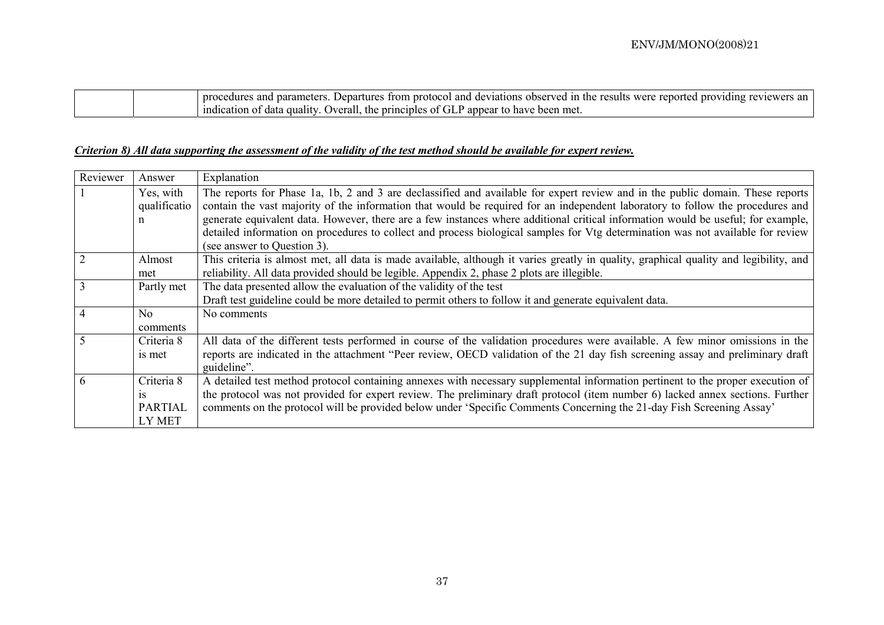| | | procedures and parameters. Departures from protocol and deviations observed in the results were reported providing reviewers an indication of data quality. Overall, the principles of GLP appear to have been met. |
|---|---|---|

***Criterion 8) All data supporting the assessment of the validity of the test method should be available for expert review.***

| Reviewer | Answer | Explanation |
|---|---|---|
| 1 | Yes, with qualification | The reports for Phase 1a, 1b, 2 and 3 are declassified and available for expert review and in the public domain. These reports contain the vast majority of the information that would be required for an independent laboratory to follow the procedures and generate equivalent data. However, there are a few instances where additional critical information would be useful; for example, detailed information on procedures to collect and process biological samples for Vtg determination was not available for review (see answer to Question 3). |
| 2 | Almost met | This criteria is almost met, all data is made available, although it varies greatly in quality, graphical quality and legibility, and reliability. All data provided should be legible. Appendix 2, phase 2 plots are illegible. |
| 3 | Partly met | The data presented allow the evaluation of the validity of the test<br>Draft test guideline could be more detailed to permit others to follow it and generate equivalent data. |
| 4 | No comments | No comments |
| 5 | Criteria 8 is met | All data of the different tests performed in course of the validation procedures were available. A few minor omissions in the reports are indicated in the attachment "Peer review, OECD validation of the 21 day fish screening assay and preliminary draft guideline". |
| 6 | Criteria 8 is PARTIALLY MET | A detailed test method protocol containing annexes with necessary supplemental information pertinent to the proper execution of the protocol was not provided for expert review. The preliminary draft protocol (item number 6) lacked annex sections. Further comments on the protocol will be provided below under 'Specific Comments Concerning the 21-day Fish Screening Assay' |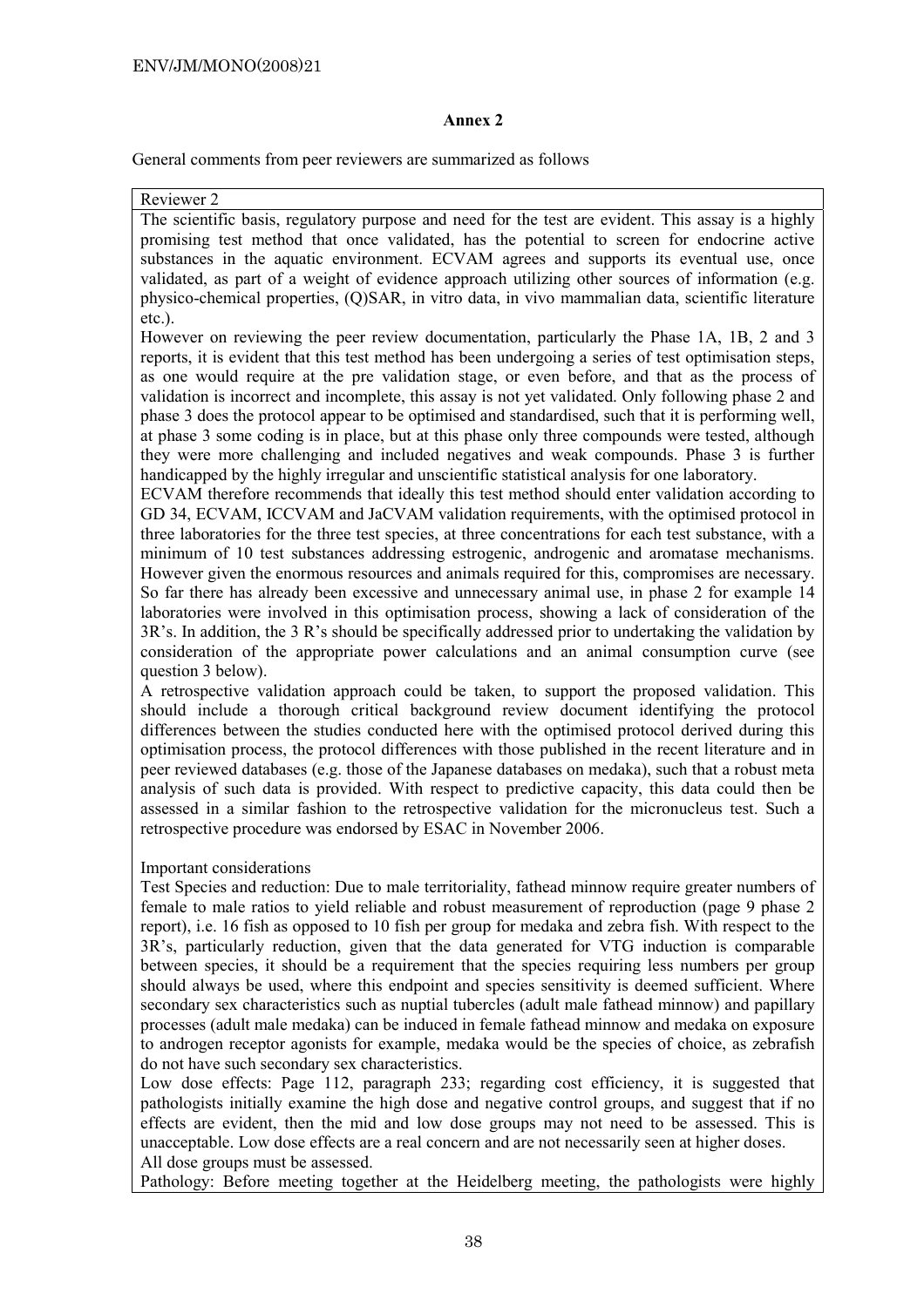## Annex 2

General comments from peer reviewers are summarized as follows

Reviewer 2

The scientific basis, regulatory purpose and need for the test are evident. This assay is a highly promising test method that once validated, has the potential to screen for endocrine active substances in the aquatic environment. ECVAM agrees and supports its eventual use, once validated, as part of a weight of evidence approach utilizing other sources of information (e.g. physico-chemical properties, (Q)SAR, in vitro data, in vivo mammalian data, scientific literature etc.).

However on reviewing the peer review documentation, particularly the Phase 1A, 1B, 2 and 3 reports, it is evident that this test method has been undergoing a series of test optimisation steps, as one would require at the pre validation stage, or even before, and that as the process of validation is incorrect and incomplete, this assay is not yet validated. Only following phase 2 and phase 3 does the protocol appear to be optimised and standardised, such that it is performing well, at phase 3 some coding is in place, but at this phase only three compounds were tested, although they were more challenging and included negatives and weak compounds. Phase 3 is further handicapped by the highly irregular and unscientific statistical analysis for one laboratory.

ECVAM therefore recommends that ideally this test method should enter validation according to GD 34, ECVAM, ICCVAM and JaCVAM validation requirements, with the optimised protocol in three laboratories for the three test species, at three concentrations for each test substance, with a minimum of 10 test substances addressing estrogenic, androgenic and aromatase mechanisms. However given the enormous resources and animals required for this, compromises are necessary. So far there has already been excessive and unnecessary animal use, in phase 2 for example 14 laboratories were involved in this optimisation process, showing a lack of consideration of the 3R's. In addition, the 3 R's should be specifically addressed prior to undertaking the validation by consideration of the appropriate power calculations and an animal consumption curve (see question 3 below).

A retrospective validation approach could be taken, to support the proposed validation. This should include a thorough critical background review document identifying the protocol differences between the studies conducted here with the optimised protocol derived during this optimisation process, the protocol differences with those published in the recent literature and in peer reviewed databases (e.g. those of the Japanese databases on medaka), such that a robust meta analysis of such data is provided. With respect to predictive capacity, this data could then be assessed in a similar fashion to the retrospective validation for the micronucleus test. Such a retrospective procedure was endorsed by ESAC in November 2006.

Important considerations

Test Species and reduction: Due to male territoriality, fathead minnow require greater numbers of female to male ratios to yield reliable and robust measurement of reproduction (page 9 phase 2 report), i.e. 16 fish as opposed to 10 fish per group for medaka and zebra fish. With respect to the 3R's, particularly reduction, given that the data generated for VTG induction is comparable between species, it should be a requirement that the species requiring less numbers per group should always be used, where this endpoint and species sensitivity is deemed sufficient. Where secondary sex characteristics such as nuptial tubercles (adult male fathead minnow) and papillary processes (adult male medaka) can be induced in female fathead minnow and medaka on exposure to androgen receptor agonists for example, medaka would be the species of choice, as zebrafish do not have such secondary sex characteristics.

Low dose effects: Page 112, paragraph 233; regarding cost efficiency, it is suggested that pathologists initially examine the high dose and negative control groups, and suggest that if no effects are evident, then the mid and low dose groups may not need to be assessed. This is unacceptable. Low dose effects are a real concern and are not necessarily seen at higher doses. All dose groups must be assessed.

Pathology: Before meeting together at the Heidelberg meeting, the pathologists were highly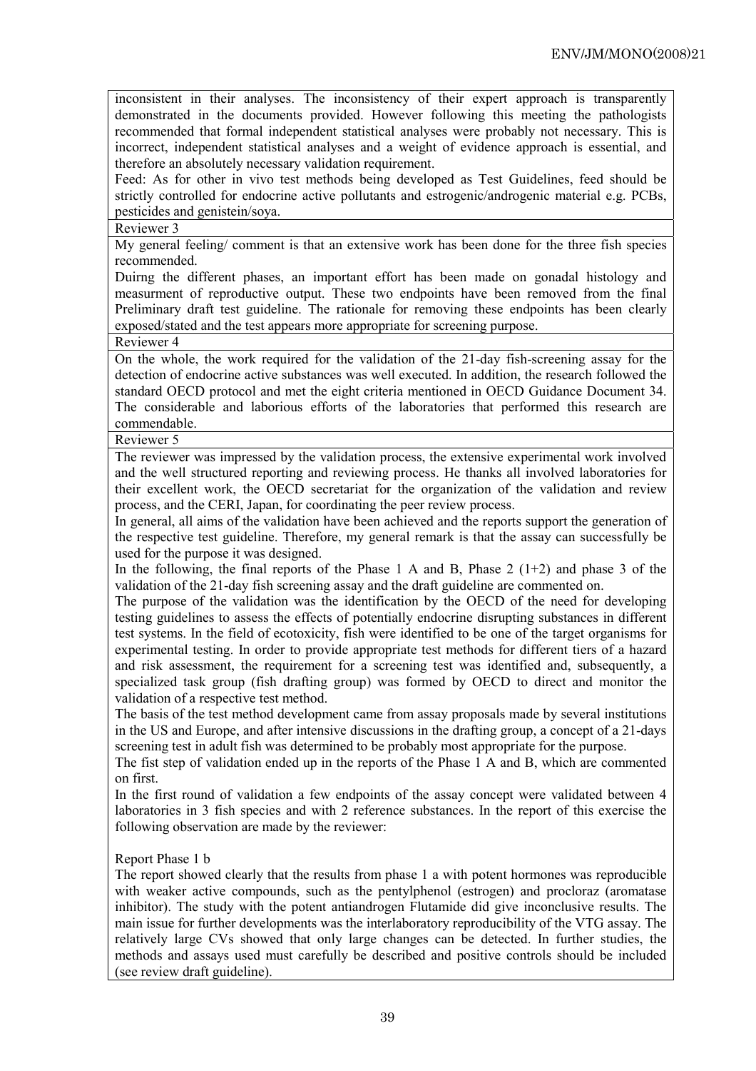inconsistent in their analyses. The inconsistency of their expert approach is transparently demonstrated in the documents provided. However following this meeting the pathologists recommended that formal independent statistical analyses were probably not necessary. This is incorrect, independent statistical analyses and a weight of evidence approach is essential, and therefore an absolutely necessary validation requirement.

Feed: As for other in vivo test methods being developed as Test Guidelines, feed should be strictly controlled for endocrine active pollutants and estrogenic/androgenic material e.g. PCBs, pesticides and genistein/soya.

Reviewer 3

My general feeling/ comment is that an extensive work has been done for the three fish species recommended.

Duirng the different phases, an important effort has been made on gonadal histology and measurment of reproductive output. These two endpoints have been removed from the final Preliminary draft test guideline. The rationale for removing these endpoints has been clearly exposed/stated and the test appears more appropriate for screening purpose.

Reviewer 4

On the whole, the work required for the validation of the 21-day fish-screening assay for the detection of endocrine active substances was well executed. In addition, the research followed the standard OECD protocol and met the eight criteria mentioned in OECD Guidance Document 34. The considerable and laborious efforts of the laboratories that performed this research are commendable.

Reviewer 5

The reviewer was impressed by the validation process, the extensive experimental work involved and the well structured reporting and reviewing process. He thanks all involved laboratories for their excellent work, the OECD secretariat for the organization of the validation and review process, and the CERI, Japan, for coordinating the peer review process.

In general, all aims of the validation have been achieved and the reports support the generation of the respective test guideline. Therefore, my general remark is that the assay can successfully be used for the purpose it was designed.

In the following, the final reports of the Phase 1 A and B, Phase 2 (1+2) and phase 3 of the validation of the 21-day fish screening assay and the draft guideline are commented on.

The purpose of the validation was the identification by the OECD of the need for developing testing guidelines to assess the effects of potentially endocrine disrupting substances in different test systems. In the field of ecotoxicity, fish were identified to be one of the target organisms for experimental testing. In order to provide appropriate test methods for different tiers of a hazard and risk assessment, the requirement for a screening test was identified and, subsequently, a specialized task group (fish drafting group) was formed by OECD to direct and monitor the validation of a respective test method.

The basis of the test method development came from assay proposals made by several institutions in the US and Europe, and after intensive discussions in the drafting group, a concept of a 21-days screening test in adult fish was determined to be probably most appropriate for the purpose.

The fist step of validation ended up in the reports of the Phase 1 A and B, which are commented on first.

In the first round of validation a few endpoints of the assay concept were validated between 4 laboratories in 3 fish species and with 2 reference substances. In the report of this exercise the following observation are made by the reviewer:

Report Phase 1 b

The report showed clearly that the results from phase 1 a with potent hormones was reproducible with weaker active compounds, such as the pentylphenol (estrogen) and procloraz (aromatase inhibitor). The study with the potent antiandrogen Flutamide did give inconclusive results. The main issue for further developments was the interlaboratory reproducibility of the VTG assay. The relatively large CVs showed that only large changes can be detected. In further studies, the methods and assays used must carefully be described and positive controls should be included (see review draft guideline).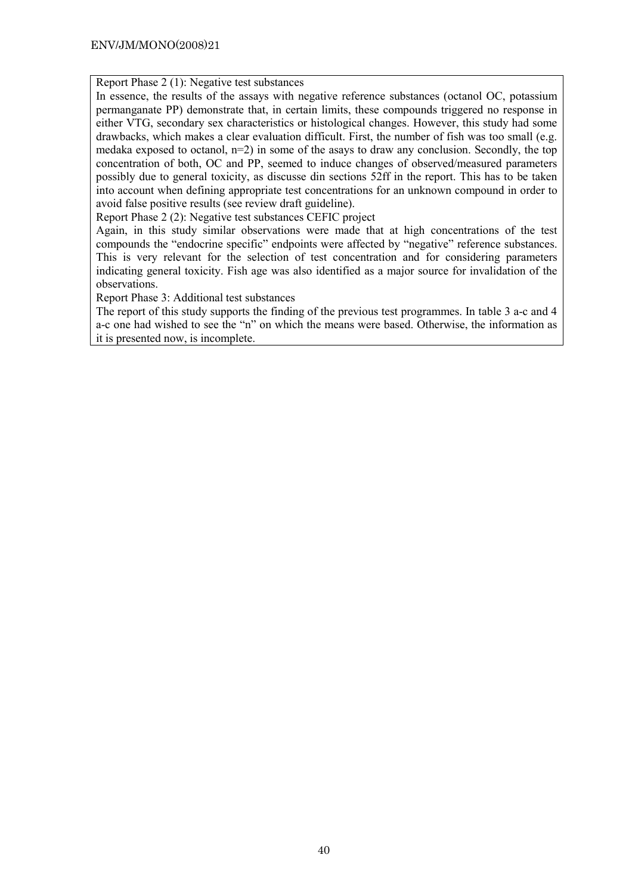Report Phase 2 (1): Negative test substances

In essence, the results of the assays with negative reference substances (octanol OC, potassium permanganate PP) demonstrate that, in certain limits, these compounds triggered no response in either VTG, secondary sex characteristics or histological changes. However, this study had some drawbacks, which makes a clear evaluation difficult. First, the number of fish was too small (e.g. medaka exposed to octanol, n=2) in some of the asays to draw any conclusion. Secondly, the top concentration of both, OC and PP, seemed to induce changes of observed/measured parameters possibly due to general toxicity, as discusse din sections 52ff in the report. This has to be taken into account when defining appropriate test concentrations for an unknown compound in order to avoid false positive results (see review draft guideline).

Report Phase 2 (2): Negative test substances CEFIC project

Again, in this study similar observations were made that at high concentrations of the test compounds the "endocrine specific" endpoints were affected by "negative" reference substances. This is very relevant for the selection of test concentration and for considering parameters indicating general toxicity. Fish age was also identified as a major source for invalidation of the observations.

Report Phase 3: Additional test substances

The report of this study supports the finding of the previous test programmes. In table 3 a-c and 4 a-c one had wished to see the "n" on which the means were based. Otherwise, the information as it is presented now, is incomplete.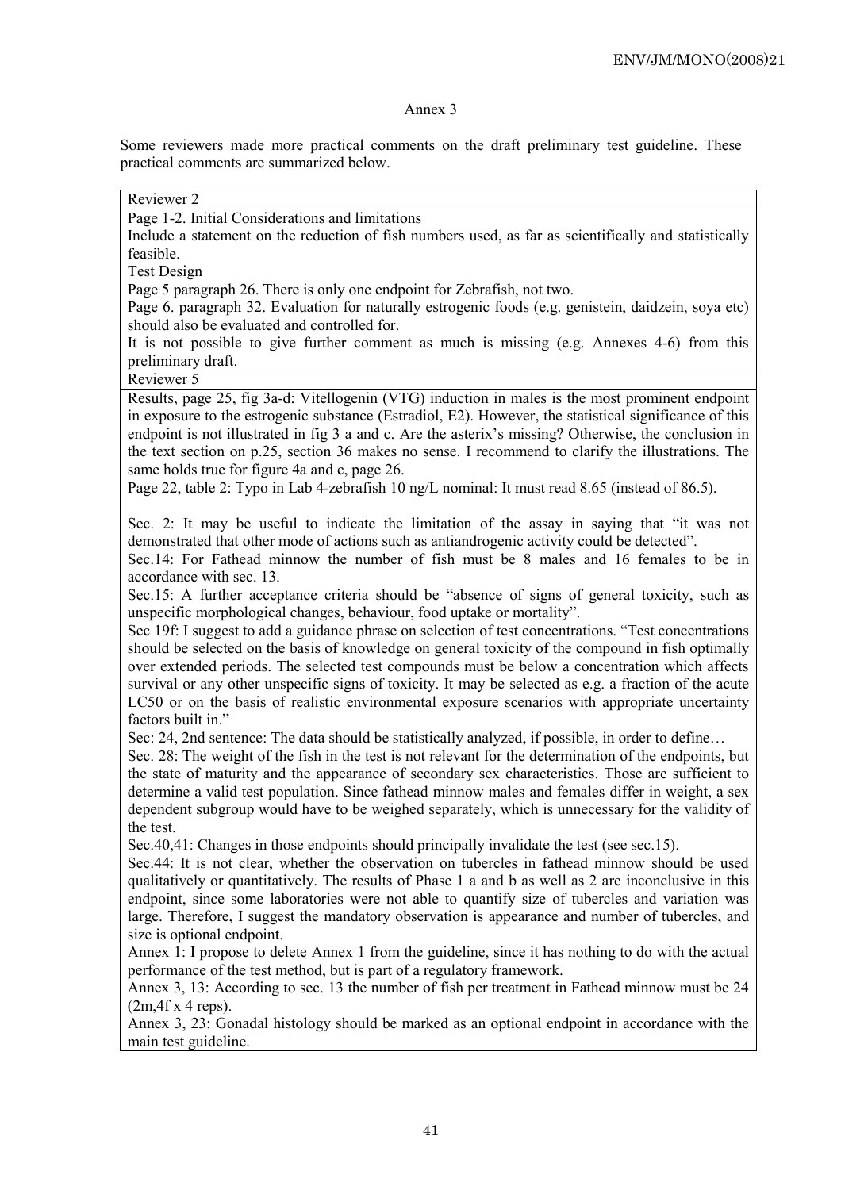Annex 3

Some reviewers made more practical comments on the draft preliminary test guideline. These practical comments are summarized below.

| Reviewer 2 |
|---|
| Page 1-2. Initial Considerations and limitations<br>Include a statement on the reduction of fish numbers used, as far as scientifically and statistically feasible.<br>Test Design<br>Page 5 paragraph 26. There is only one endpoint for Zebrafish, not two.<br>Page 6. paragraph 32. Evaluation for naturally estrogenic foods (e.g. genistein, daidzein, soya etc) should also be evaluated and controlled for.<br>It is not possible to give further comment as much is missing (e.g. Annexes 4-6) from this preliminary draft. |
| **Reviewer 5** |
| Results, page 25, fig 3a-d: Vitellogenin (VTG) induction in males is the most prominent endpoint in exposure to the estrogenic substance (Estradiol, E2). However, the statistical significance of this endpoint is not illustrated in fig 3 a and c. Are the asterix's missing? Otherwise, the conclusion in the text section on p.25, section 36 makes no sense. I recommend to clarify the illustrations. The same holds true for figure 4a and c, page 26.<br>Page 22, table 2: Typo in Lab 4-zebrafish 10 ng/L nominal: It must read 8.65 (instead of 86.5).<br><br>Sec. 2: It may be useful to indicate the limitation of the assay in saying that "it was not demonstrated that other mode of actions such as antiandrogenic activity could be detected".<br>Sec.14: For Fathead minnow the number of fish must be 8 males and 16 females to be in accordance with sec. 13.<br>Sec.15: A further acceptance criteria should be "absence of signs of general toxicity, such as unspecific morphological changes, behaviour, food uptake or mortality".<br>Sec 19f: I suggest to add a guidance phrase on selection of test concentrations. "Test concentrations should be selected on the basis of knowledge on general toxicity of the compound in fish optimally over extended periods. The selected test compounds must be below a concentration which affects survival or any other unspecific signs of toxicity. It may be selected as e.g. a fraction of the acute LC50 or on the basis of realistic environmental exposure scenarios with appropriate uncertainty factors built in."<br>Sec: 24, 2nd sentence: The data should be statistically analyzed, if possible, in order to define…<br>Sec. 28: The weight of the fish in the test is not relevant for the determination of the endpoints, but the state of maturity and the appearance of secondary sex characteristics. Those are sufficient to determine a valid test population. Since fathead minnow males and females differ in weight, a sex dependent subgroup would have to be weighed separately, which is unnecessary for the validity of the test.<br>Sec.40,41: Changes in those endpoints should principally invalidate the test (see sec.15).<br>Sec.44: It is not clear, whether the observation on tubercles in fathead minnow should be used qualitatively or quantitatively. The results of Phase 1 a and b as well as 2 are inconclusive in this endpoint, since some laboratories were not able to quantify size of tubercles and variation was large. Therefore, I suggest the mandatory observation is appearance and number of tubercles, and size is optional endpoint.<br>Annex 1: I propose to delete Annex 1 from the guideline, since it has nothing to do with the actual performance of the test method, but is part of a regulatory framework.<br>Annex 3, 13: According to sec. 13 the number of fish per treatment in Fathead minnow must be 24 (2m,4f x 4 reps).<br>Annex 3, 23: Gonadal histology should be marked as an optional endpoint in accordance with the main test guideline. |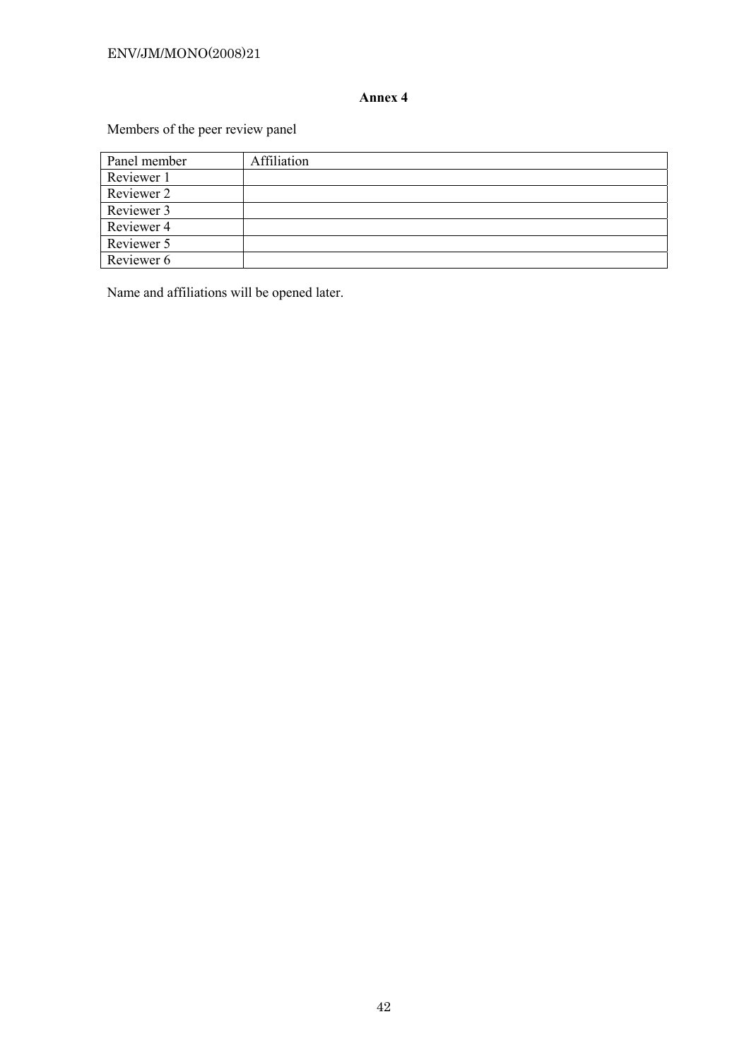**Annex 4**

Members of the peer review panel

| Panel member | Affiliation |
| --- | --- |
| Reviewer 1 | |
| Reviewer 2 | |
| Reviewer 3 | |
| Reviewer 4 | |
| Reviewer 5 | |
| Reviewer 6 | |

Name and affiliations will be opened later.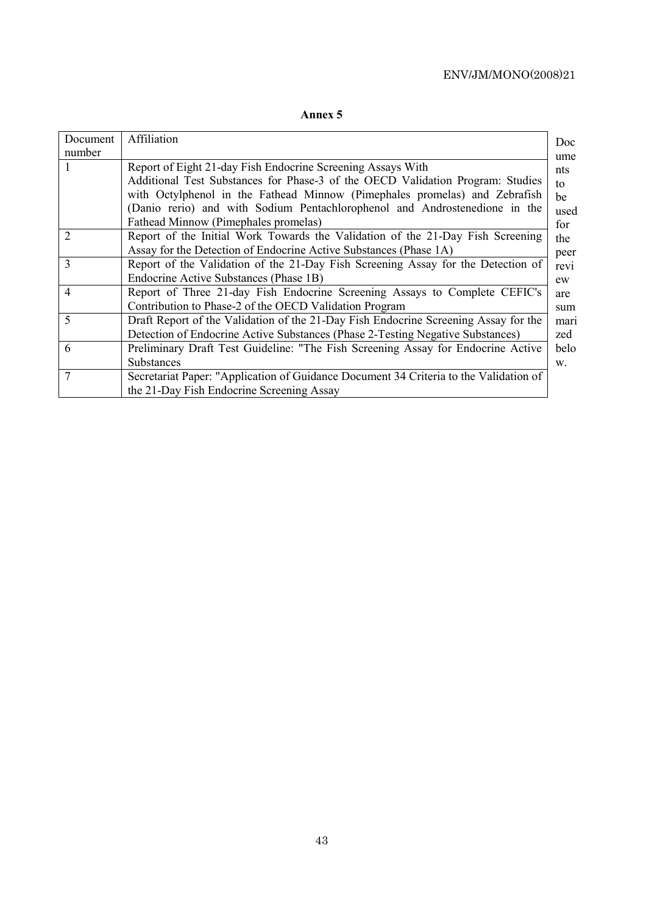# Annex 5

Documents to be used for the peer review are summarized below.

| Document number | Affiliation |
|---|---|
| 1 | Report of Eight 21-day Fish Endocrine Screening Assays With Additional Test Substances for Phase-3 of the OECD Validation Program: Studies with Octylphenol in the Fathead Minnow (Pimephales promelas) and Zebrafish (Danio rerio) and with Sodium Pentachlorophenol and Androstenedione in the Fathead Minnow (Pimephales promelas) |
| 2 | Report of the Initial Work Towards the Validation of the 21-Day Fish Screening Assay for the Detection of Endocrine Active Substances (Phase 1A) |
| 3 | Report of the Validation of the 21-Day Fish Screening Assay for the Detection of Endocrine Active Substances (Phase 1B) |
| 4 | Report of Three 21-day Fish Endocrine Screening Assays to Complete CEFIC's Contribution to Phase-2 of the OECD Validation Program |
| 5 | Draft Report of the Validation of the 21-Day Fish Endocrine Screening Assay for the Detection of Endocrine Active Substances (Phase 2-Testing Negative Substances) |
| 6 | Preliminary Draft Test Guideline: "The Fish Screening Assay for Endocrine Active Substances |
| 7 | Secretariat Paper: "Application of Guidance Document 34 Criteria to the Validation of the 21-Day Fish Endocrine Screening Assay |